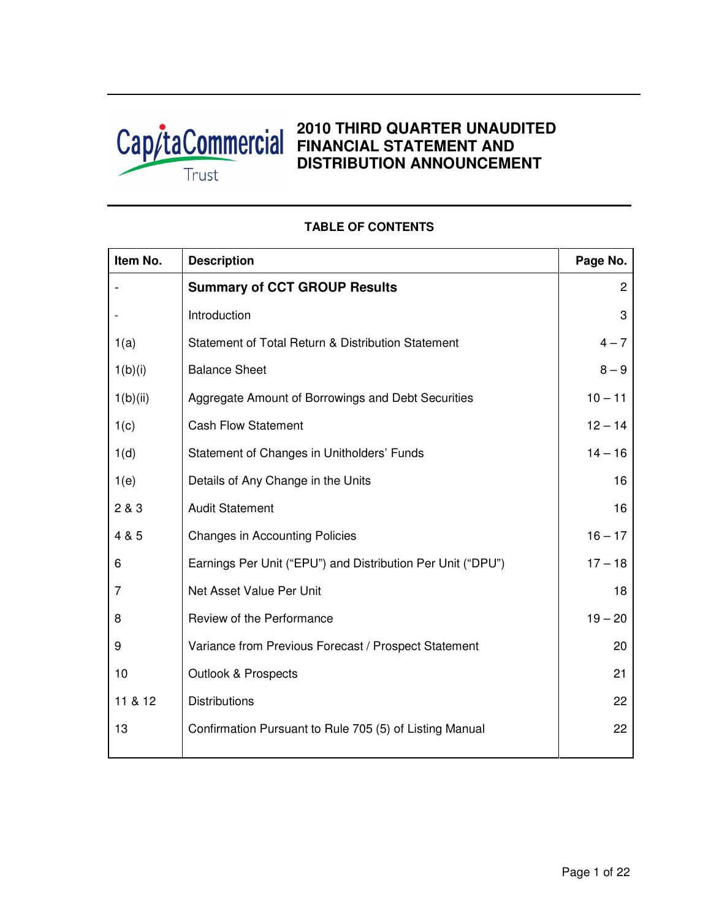CapitaCommercial Trust

# 2010 THIRD QUARTER UNAUDITED FINANCIAL STATEMENT AND DISTRIBUTION ANNOUNCEMENT

## TABLE OF CONTENTS

| Item No. | Description | Page No. |
|---|---|---|
| - | **Summary of CCT GROUP Results** | 2 |
| - | Introduction | 3 |
| 1(a) | Statement of Total Return & Distribution Statement | 4 – 7 |
| 1(b)(i) | Balance Sheet | 8 – 9 |
| 1(b)(ii) | Aggregate Amount of Borrowings and Debt Securities | 10 – 11 |
| 1(c) | Cash Flow Statement | 12 – 14 |
| 1(d) | Statement of Changes in Unitholders' Funds | 14 – 16 |
| 1(e) | Details of Any Change in the Units | 16 |
| 2 & 3 | Audit Statement | 16 |
| 4 & 5 | Changes in Accounting Policies | 16 – 17 |
| 6 | Earnings Per Unit ("EPU") and Distribution Per Unit ("DPU") | 17 – 18 |
| 7 | Net Asset Value Per Unit | 18 |
| 8 | Review of the Performance | 19 – 20 |
| 9 | Variance from Previous Forecast / Prospect Statement | 20 |
| 10 | Outlook & Prospects | 21 |
| 11 & 12 | Distributions | 22 |
| 13 | Confirmation Pursuant to Rule 705 (5) of Listing Manual | 22 |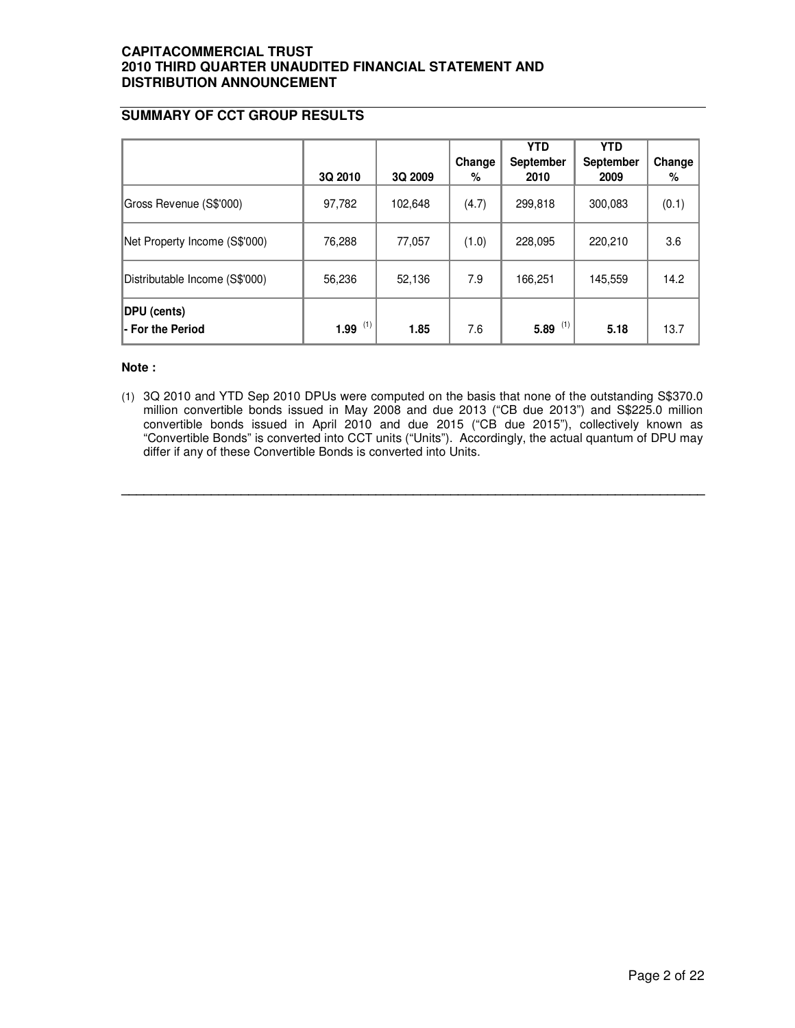## SUMMARY OF CCT GROUP RESULTS

| | 3Q 2010 | 3Q 2009 | Change % | YTD September 2010 | YTD September 2009 | Change % |
|---|---|---|---|---|---|---|
| Gross Revenue (S$'000) | 97,782 | 102,648 | (4.7) | 299,818 | 300,083 | (0.1) |
| Net Property Income (S$'000) | 76,288 | 77,057 | (1.0) | 228,095 | 220,210 | 3.6 |
| Distributable Income (S$'000) | 56,236 | 52,136 | 7.9 | 166,251 | 145,559 | 14.2 |
| **DPU (cents)**<br>**- For the Period** | **1.99** (1) | **1.85** | 7.6 | **5.89** (1) | **5.18** | 13.7 |

**Note :**

(1) 3Q 2010 and YTD Sep 2010 DPUs were computed on the basis that none of the outstanding S$370.0 million convertible bonds issued in May 2008 and due 2013 ("CB due 2013") and S$225.0 million convertible bonds issued in April 2010 and due 2015 ("CB due 2015"), collectively known as "Convertible Bonds" is converted into CCT units ("Units"). Accordingly, the actual quantum of DPU may differ if any of these Convertible Bonds is converted into Units.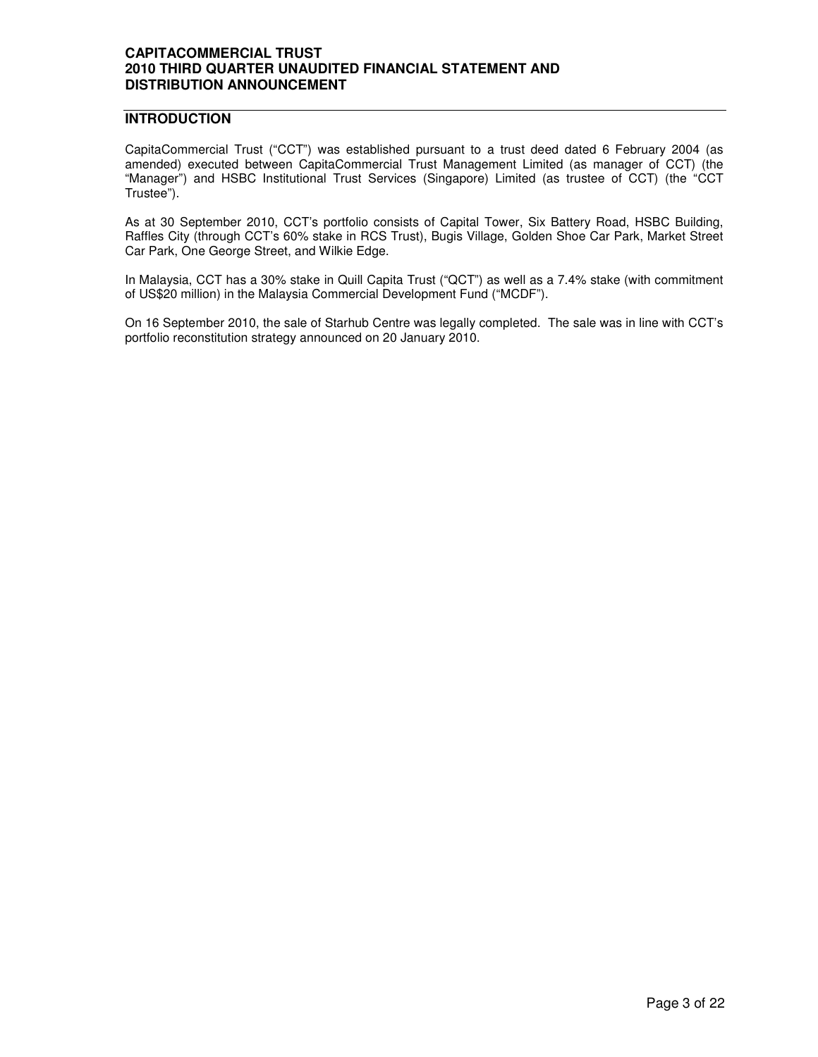## INTRODUCTION

CapitaCommercial Trust ("CCT") was established pursuant to a trust deed dated 6 February 2004 (as amended) executed between CapitaCommercial Trust Management Limited (as manager of CCT) (the "Manager") and HSBC Institutional Trust Services (Singapore) Limited (as trustee of CCT) (the "CCT Trustee").

As at 30 September 2010, CCT's portfolio consists of Capital Tower, Six Battery Road, HSBC Building, Raffles City (through CCT's 60% stake in RCS Trust), Bugis Village, Golden Shoe Car Park, Market Street Car Park, One George Street, and Wilkie Edge.

In Malaysia, CCT has a 30% stake in Quill Capita Trust ("QCT") as well as a 7.4% stake (with commitment of US$20 million) in the Malaysia Commercial Development Fund ("MCDF").

On 16 September 2010, the sale of Starhub Centre was legally completed. The sale was in line with CCT's portfolio reconstitution strategy announced on 20 January 2010.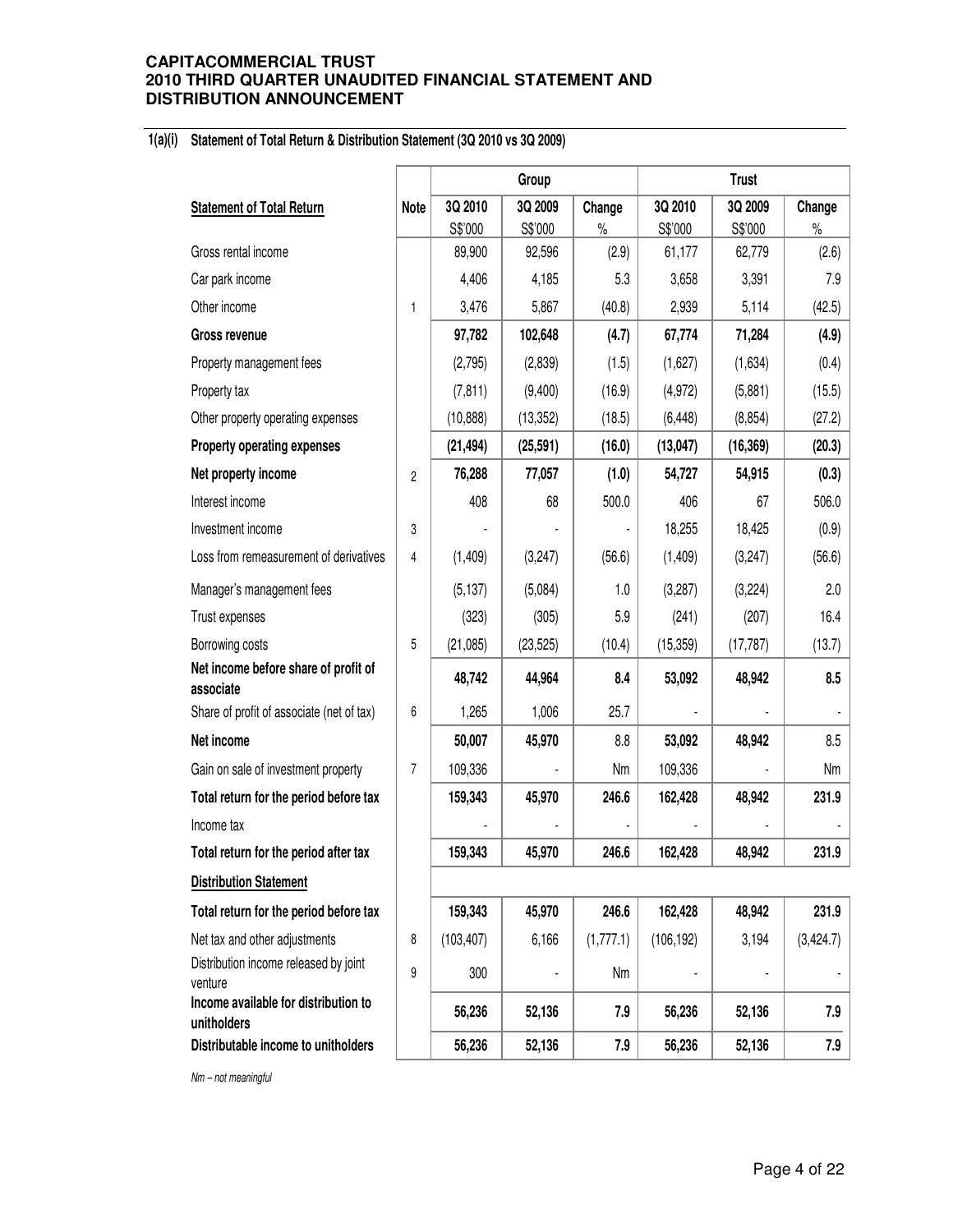**CAPITACOMMERCIAL TRUST**
**2010 THIRD QUARTER UNAUDITED FINANCIAL STATEMENT AND DISTRIBUTION ANNOUNCEMENT**

**1(a)(i) Statement of Total Return & Distribution Statement (3Q 2010 vs 3Q 2009)**

| | | Group | | | Trust | | |
|---|---|---|---|---|---|---|---|
| **Statement of Total Return** | **Note** | **3Q 2010** S$'000 | **3Q 2009** S$'000 | **Change** % | **3Q 2010** S$'000 | **3Q 2009** S$'000 | **Change** % |
| Gross rental income | | 89,900 | 92,596 | (2.9) | 61,177 | 62,779 | (2.6) |
| Car park income | | 4,406 | 4,185 | 5.3 | 3,658 | 3,391 | 7.9 |
| Other income | 1 | 3,476 | 5,867 | (40.8) | 2,939 | 5,114 | (42.5) |
| **Gross revenue** | | **97,782** | **102,648** | **(4.7)** | **67,774** | **71,284** | **(4.9)** |
| Property management fees | | (2,795) | (2,839) | (1.5) | (1,627) | (1,634) | (0.4) |
| Property tax | | (7,811) | (9,400) | (16.9) | (4,972) | (5,881) | (15.5) |
| Other property operating expenses | | (10,888) | (13,352) | (18.5) | (6,448) | (8,854) | (27.2) |
| **Property operating expenses** | | **(21,494)** | **(25,591)** | **(16.0)** | **(13,047)** | **(16,369)** | **(20.3)** |
| **Net property income** | 2 | **76,288** | **77,057** | **(1.0)** | **54,727** | **54,915** | **(0.3)** |
| Interest income | | 408 | 68 | 500.0 | 406 | 67 | 506.0 |
| Investment income | 3 | - | - | - | 18,255 | 18,425 | (0.9) |
| Loss from remeasurement of derivatives | 4 | (1,409) | (3,247) | (56.6) | (1,409) | (3,247) | (56.6) |
| Manager's management fees | | (5,137) | (5,084) | 1.0 | (3,287) | (3,224) | 2.0 |
| Trust expenses | | (323) | (305) | 5.9 | (241) | (207) | 16.4 |
| Borrowing costs | 5 | (21,085) | (23,525) | (10.4) | (15,359) | (17,787) | (13.7) |
| **Net income before share of profit of associate** | | **48,742** | **44,964** | **8.4** | **53,092** | **48,942** | **8.5** |
| Share of profit of associate (net of tax) | 6 | 1,265 | 1,006 | 25.7 | - | - | - |
| **Net income** | | **50,007** | **45,970** | 8.8 | **53,092** | **48,942** | 8.5 |
| Gain on sale of investment property | 7 | 109,336 | - | Nm | 109,336 | - | Nm |
| **Total return for the period before tax** | | **159,343** | **45,970** | **246.6** | **162,428** | **48,942** | **231.9** |
| Income tax | | - | - | - | - | - | - |
| **Total return for the period after tax** | | **159,343** | **45,970** | **246.6** | **162,428** | **48,942** | **231.9** |
| **Distribution Statement** | | | | | | | |
| **Total return for the period before tax** | | **159,343** | **45,970** | **246.6** | **162,428** | **48,942** | **231.9** |
| Net tax and other adjustments | 8 | (103,407) | 6,166 | (1,777.1) | (106,192) | 3,194 | (3,424.7) |
| Distribution income released by joint venture | 9 | 300 | - | Nm | - | - | - |
| **Income available for distribution to unitholders** | | **56,236** | **52,136** | **7.9** | **56,236** | **52,136** | **7.9** |
| **Distributable income to unitholders** | | **56,236** | **52,136** | **7.9** | **56,236** | **52,136** | **7.9** |

*Nm – not meaningful*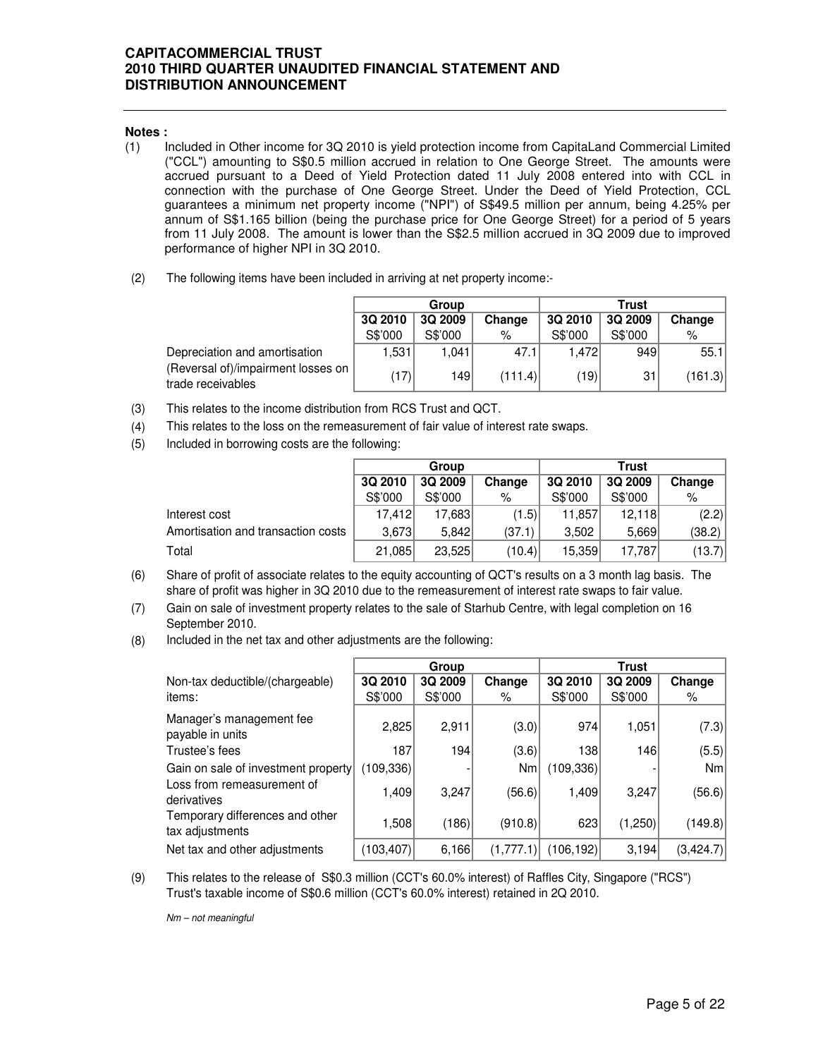**Notes :**

(1) Included in Other income for 3Q 2010 is yield protection income from CapitaLand Commercial Limited ("CCL") amounting to S$0.5 million accrued in relation to One George Street. The amounts were accrued pursuant to a Deed of Yield Protection dated 11 July 2008 entered into with CCL in connection with the purchase of One George Street. Under the Deed of Yield Protection, CCL guarantees a minimum net property income ("NPI") of S$49.5 million per annum, being 4.25% per annum of S$1.165 billion (being the purchase price for One George Street) for a period of 5 years from 11 July 2008. The amount is lower than the S$2.5 million accrued in 3Q 2009 due to improved performance of higher NPI in 3Q 2010.

(2) The following items have been included in arriving at net property income:-

| | Group | | | Trust | | |
|---|---|---|---|---|---|---|
| | 3Q 2010 | 3Q 2009 | Change | 3Q 2010 | 3Q 2009 | Change |
| | S$'000 | S$'000 | % | S$'000 | S$'000 | % |
| Depreciation and amortisation | 1,531 | 1,041 | 47.1 | 1,472 | 949 | 55.1 |
| (Reversal of)/impairment losses on trade receivables | (17) | 149 | (111.4) | (19) | 31 | (161.3) |

(3) This relates to the income distribution from RCS Trust and QCT.

(4) This relates to the loss on the remeasurement of fair value of interest rate swaps.

(5) Included in borrowing costs are the following:

| | Group | | | Trust | | |
|---|---|---|---|---|---|---|
| | 3Q 2010 | 3Q 2009 | Change | 3Q 2010 | 3Q 2009 | Change |
| | S$'000 | S$'000 | % | S$'000 | S$'000 | % |
| Interest cost | 17,412 | 17,683 | (1.5) | 11,857 | 12,118 | (2.2) |
| Amortisation and transaction costs | 3,673 | 5,842 | (37.1) | 3,502 | 5,669 | (38.2) |
| Total | 21,085 | 23,525 | (10.4) | 15,359 | 17,787 | (13.7) |

(6) Share of profit of associate relates to the equity accounting of QCT's results on a 3 month lag basis. The share of profit was higher in 3Q 2010 due to the remeasurement of interest rate swaps to fair value.

(7) Gain on sale of investment property relates to the sale of Starhub Centre, with legal completion on 16 September 2010.

(8) Included in the net tax and other adjustments are the following:

| | Group | | | Trust | | |
|---|---|---|---|---|---|---|
| Non-tax deductible/(chargeable) items: | 3Q 2010<br>S$'000 | 3Q 2009<br>S$'000 | Change<br>% | 3Q 2010<br>S$'000 | 3Q 2009<br>S$'000 | Change<br>% |
| Manager's management fee payable in units | 2,825 | 2,911 | (3.0) | 974 | 1,051 | (7.3) |
| Trustee's fees | 187 | 194 | (3.6) | 138 | 146 | (5.5) |
| Gain on sale of investment property | (109,336) | - | Nm | (109,336) | - | Nm |
| Loss from remeasurement of derivatives | 1,409 | 3,247 | (56.6) | 1,409 | 3,247 | (56.6) |
| Temporary differences and other tax adjustments | 1,508 | (186) | (910.8) | 623 | (1,250) | (149.8) |
| Net tax and other adjustments | (103,407) | 6,166 | (1,777.1) | (106,192) | 3,194 | (3,424.7) |

(9) This relates to the release of S$0.3 million (CCT's 60.0% interest) of Raffles City, Singapore ("RCS") Trust's taxable income of S$0.6 million (CCT's 60.0% interest) retained in 2Q 2010.

*Nm – not meaningful*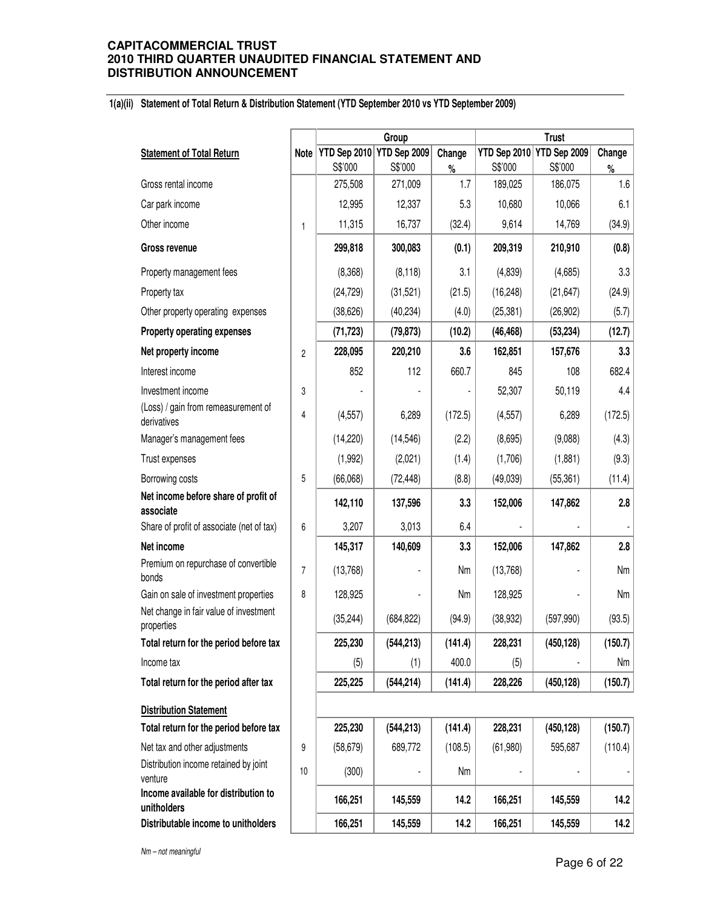**CAPITACOMMERCIAL TRUST**
**2010 THIRD QUARTER UNAUDITED FINANCIAL STATEMENT AND DISTRIBUTION ANNOUNCEMENT**

**1(a)(ii) Statement of Total Return & Distribution Statement (YTD September 2010 vs YTD September 2009)**

| | | Group | | | Trust | | |
|---|---|---|---|---|---|---|---|
| **Statement of Total Return** | **Note** | **YTD Sep 2010** S$'000 | **YTD Sep 2009** S$'000 | **Change** % | **YTD Sep 2010** S$'000 | **YTD Sep 2009** S$'000 | **Change** % |
| Gross rental income | | 275,508 | 271,009 | 1.7 | 189,025 | 186,075 | 1.6 |
| Car park income | | 12,995 | 12,337 | 5.3 | 10,680 | 10,066 | 6.1 |
| Other income | 1 | 11,315 | 16,737 | (32.4) | 9,614 | 14,769 | (34.9) |
| **Gross revenue** | | **299,818** | **300,083** | **(0.1)** | **209,319** | **210,910** | **(0.8)** |
| Property management fees | | (8,368) | (8,118) | 3.1 | (4,839) | (4,685) | 3.3 |
| Property tax | | (24,729) | (31,521) | (21.5) | (16,248) | (21,647) | (24.9) |
| Other property operating expenses | | (38,626) | (40,234) | (4.0) | (25,381) | (26,902) | (5.7) |
| **Property operating expenses** | | **(71,723)** | **(79,873)** | **(10.2)** | **(46,468)** | **(53,234)** | **(12.7)** |
| **Net property income** | 2 | **228,095** | **220,210** | **3.6** | **162,851** | **157,676** | **3.3** |
| Interest income | | 852 | 112 | 660.7 | 845 | 108 | 682.4 |
| Investment income | 3 | - | - | - | 52,307 | 50,119 | 4.4 |
| (Loss) / gain from remeasurement of derivatives | 4 | (4,557) | 6,289 | (172.5) | (4,557) | 6,289 | (172.5) |
| Manager's management fees | | (14,220) | (14,546) | (2.2) | (8,695) | (9,088) | (4.3) |
| Trust expenses | | (1,992) | (2,021) | (1.4) | (1,706) | (1,881) | (9.3) |
| Borrowing costs | 5 | (66,068) | (72,448) | (8.8) | (49,039) | (55,361) | (11.4) |
| **Net income before share of profit of associate** | | **142,110** | **137,596** | **3.3** | **152,006** | **147,862** | **2.8** |
| Share of profit of associate (net of tax) | 6 | 3,207 | 3,013 | 6.4 | - | - | - |
| **Net income** | | **145,317** | **140,609** | **3.3** | **152,006** | **147,862** | **2.8** |
| Premium on repurchase of convertible bonds | 7 | (13,768) | - | Nm | (13,768) | - | Nm |
| Gain on sale of investment properties | 8 | 128,925 | - | Nm | 128,925 | - | Nm |
| Net change in fair value of investment properties | | (35,244) | (684,822) | (94.9) | (38,932) | (597,990) | (93.5) |
| **Total return for the period before tax** | | **225,230** | **(544,213)** | **(141.4)** | **228,231** | **(450,128)** | **(150.7)** |
| Income tax | | (5) | (1) | 400.0 | (5) | - | Nm |
| **Total return for the period after tax** | | **225,225** | **(544,214)** | **(141.4)** | **228,226** | **(450,128)** | **(150.7)** |
| **Distribution Statement** | | | | | | | |
| **Total return for the period before tax** | | **225,230** | **(544,213)** | **(141.4)** | **228,231** | **(450,128)** | **(150.7)** |
| Net tax and other adjustments | 9 | (58,679) | 689,772 | (108.5) | (61,980) | 595,687 | (110.4) |
| Distribution income retained by joint venture | 10 | (300) | - | Nm | - | - | - |
| **Income available for distribution to unitholders** | | **166,251** | **145,559** | **14.2** | **166,251** | **145,559** | **14.2** |
| **Distributable income to unitholders** | | **166,251** | **145,559** | **14.2** | **166,251** | **145,559** | **14.2** |

*Nm – not meaningful*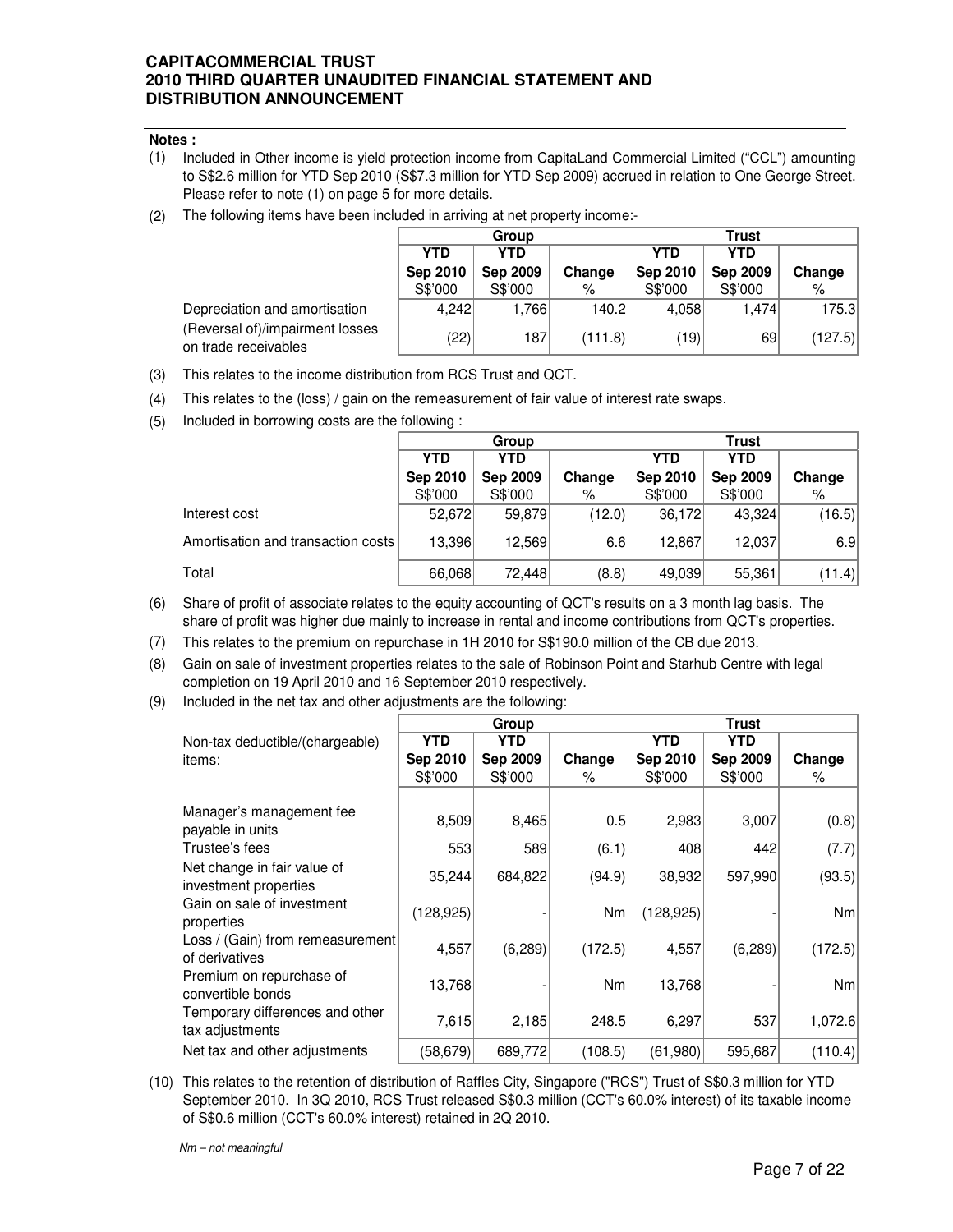**Notes :**

(1) Included in Other income is yield protection income from CapitaLand Commercial Limited ("CCL") amounting to S$2.6 million for YTD Sep 2010 (S$7.3 million for YTD Sep 2009) accrued in relation to One George Street. Please refer to note (1) on page 5 for more details.

(2) The following items have been included in arriving at net property income:-

| | Group | | | Trust | | |
|---|---|---|---|---|---|---|
| | YTD Sep 2010 S$'000 | YTD Sep 2009 S$'000 | Change % | YTD Sep 2010 S$'000 | YTD Sep 2009 S$'000 | Change % |
| Depreciation and amortisation | 4,242 | 1,766 | 140.2 | 4,058 | 1,474 | 175.3 |
| (Reversal of)/impairment losses on trade receivables | (22) | 187 | (111.8) | (19) | 69 | (127.5) |

(3) This relates to the income distribution from RCS Trust and QCT.

(4) This relates to the (loss) / gain on the remeasurement of fair value of interest rate swaps.

(5) Included in borrowing costs are the following :

| | Group | | | Trust | | |
|---|---|---|---|---|---|---|
| | YTD Sep 2010 S$'000 | YTD Sep 2009 S$'000 | Change % | YTD Sep 2010 S$'000 | YTD Sep 2009 S$'000 | Change % |
| Interest cost | 52,672 | 59,879 | (12.0) | 36,172 | 43,324 | (16.5) |
| Amortisation and transaction costs | 13,396 | 12,569 | 6.6 | 12,867 | 12,037 | 6.9 |
| Total | 66,068 | 72,448 | (8.8) | 49,039 | 55,361 | (11.4) |

(6) Share of profit of associate relates to the equity accounting of QCT's results on a 3 month lag basis. The share of profit was higher due mainly to increase in rental and income contributions from QCT's properties.

(7) This relates to the premium on repurchase in 1H 2010 for S$190.0 million of the CB due 2013.

(8) Gain on sale of investment properties relates to the sale of Robinson Point and Starhub Centre with legal completion on 19 April 2010 and 16 September 2010 respectively.

(9) Included in the net tax and other adjustments are the following:

| | Group | | | Trust | | |
|---|---|---|---|---|---|---|
| Non-tax deductible/(chargeable) items: | YTD Sep 2010 S$'000 | YTD Sep 2009 S$'000 | Change % | YTD Sep 2010 S$'000 | YTD Sep 2009 S$'000 | Change % |
| Manager's management fee payable in units | 8,509 | 8,465 | 0.5 | 2,983 | 3,007 | (0.8) |
| Trustee's fees | 553 | 589 | (6.1) | 408 | 442 | (7.7) |
| Net change in fair value of investment properties | 35,244 | 684,822 | (94.9) | 38,932 | 597,990 | (93.5) |
| Gain on sale of investment properties | (128,925) | - | Nm | (128,925) | - | Nm |
| Loss / (Gain) from remeasurement of derivatives | 4,557 | (6,289) | (172.5) | 4,557 | (6,289) | (172.5) |
| Premium on repurchase of convertible bonds | 13,768 | - | Nm | 13,768 | - | Nm |
| Temporary differences and other tax adjustments | 7,615 | 2,185 | 248.5 | 6,297 | 537 | 1,072.6 |
| Net tax and other adjustments | (58,679) | 689,772 | (108.5) | (61,980) | 595,687 | (110.4) |

(10) This relates to the retention of distribution of Raffles City, Singapore ("RCS") Trust of S$0.3 million for YTD September 2010. In 3Q 2010, RCS Trust released S$0.3 million (CCT's 60.0% interest) of its taxable income of S$0.6 million (CCT's 60.0% interest) retained in 2Q 2010.

*Nm – not meaningful*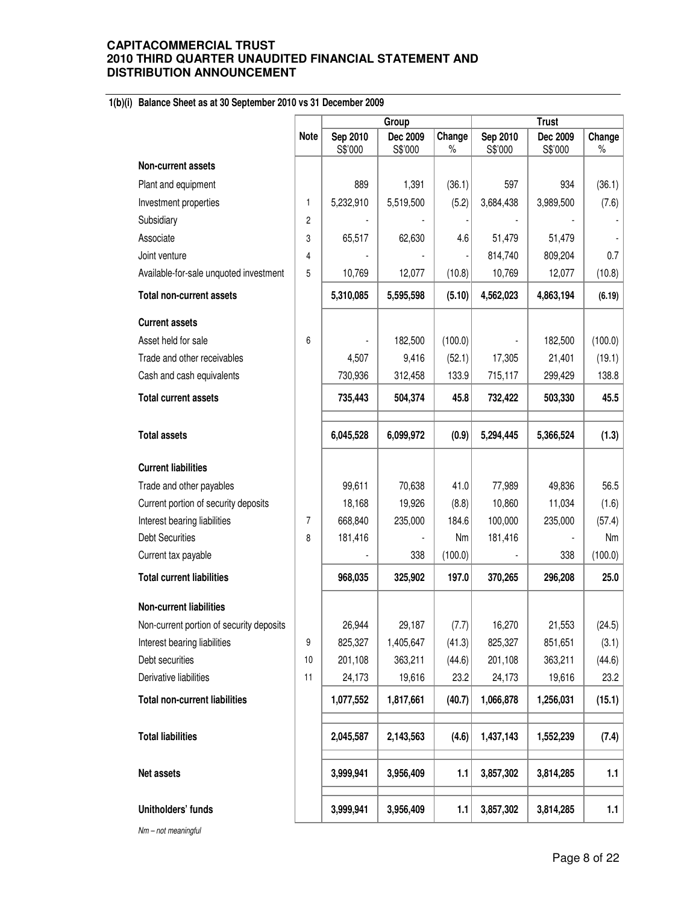**CAPITACOMMERCIAL TRUST**
**2010 THIRD QUARTER UNAUDITED FINANCIAL STATEMENT AND DISTRIBUTION ANNOUNCEMENT**

**1(b)(i) Balance Sheet as at 30 September 2010 vs 31 December 2009**

| | | Group | | | Trust | | |
|---|---|---|---|---|---|---|---|
| | Note | Sep 2010 S$'000 | Dec 2009 S$'000 | Change % | Sep 2010 S$'000 | Dec 2009 S$'000 | Change % |
| **Non-current assets** | | | | | | | |
| Plant and equipment | | 889 | 1,391 | (36.1) | 597 | 934 | (36.1) |
| Investment properties | 1 | 5,232,910 | 5,519,500 | (5.2) | 3,684,438 | 3,989,500 | (7.6) |
| Subsidiary | 2 | - | - | - | - | - | - |
| Associate | 3 | 65,517 | 62,630 | 4.6 | 51,479 | 51,479 | - |
| Joint venture | 4 | - | - | - | 814,740 | 809,204 | 0.7 |
| Available-for-sale unquoted investment | 5 | 10,769 | 12,077 | (10.8) | 10,769 | 12,077 | (10.8) |
| **Total non-current assets** | | **5,310,085** | **5,595,598** | **(5.10)** | **4,562,023** | **4,863,194** | **(6.19)** |
| **Current assets** | | | | | | | |
| Asset held for sale | 6 | - | 182,500 | (100.0) | - | 182,500 | (100.0) |
| Trade and other receivables | | 4,507 | 9,416 | (52.1) | 17,305 | 21,401 | (19.1) |
| Cash and cash equivalents | | 730,936 | 312,458 | 133.9 | 715,117 | 299,429 | 138.8 |
| **Total current assets** | | **735,443** | **504,374** | **45.8** | **732,422** | **503,330** | **45.5** |
| **Total assets** | | **6,045,528** | **6,099,972** | **(0.9)** | **5,294,445** | **5,366,524** | **(1.3)** |
| **Current liabilities** | | | | | | | |
| Trade and other payables | | 99,611 | 70,638 | 41.0 | 77,989 | 49,836 | 56.5 |
| Current portion of security deposits | | 18,168 | 19,926 | (8.8) | 10,860 | 11,034 | (1.6) |
| Interest bearing liabilities | 7 | 668,840 | 235,000 | 184.6 | 100,000 | 235,000 | (57.4) |
| Debt Securities | 8 | 181,416 | - | Nm | 181,416 | - | Nm |
| Current tax payable | | - | 338 | (100.0) | - | 338 | (100.0) |
| **Total current liabilities** | | **968,035** | **325,902** | **197.0** | **370,265** | **296,208** | **25.0** |
| **Non-current liabilities** | | | | | | | |
| Non-current portion of security deposits | | 26,944 | 29,187 | (7.7) | 16,270 | 21,553 | (24.5) |
| Interest bearing liabilities | 9 | 825,327 | 1,405,647 | (41.3) | 825,327 | 851,651 | (3.1) |
| Debt securities | 10 | 201,108 | 363,211 | (44.6) | 201,108 | 363,211 | (44.6) |
| Derivative liabilities | 11 | 24,173 | 19,616 | 23.2 | 24,173 | 19,616 | 23.2 |
| **Total non-current liabilities** | | **1,077,552** | **1,817,661** | **(40.7)** | **1,066,878** | **1,256,031** | **(15.1)** |
| **Total liabilities** | | **2,045,587** | **2,143,563** | **(4.6)** | **1,437,143** | **1,552,239** | **(7.4)** |
| **Net assets** | | **3,999,941** | **3,956,409** | **1.1** | **3,857,302** | **3,814,285** | **1.1** |
| **Unitholders' funds** | | **3,999,941** | **3,956,409** | **1.1** | **3,857,302** | **3,814,285** | **1.1** |

*Nm – not meaningful*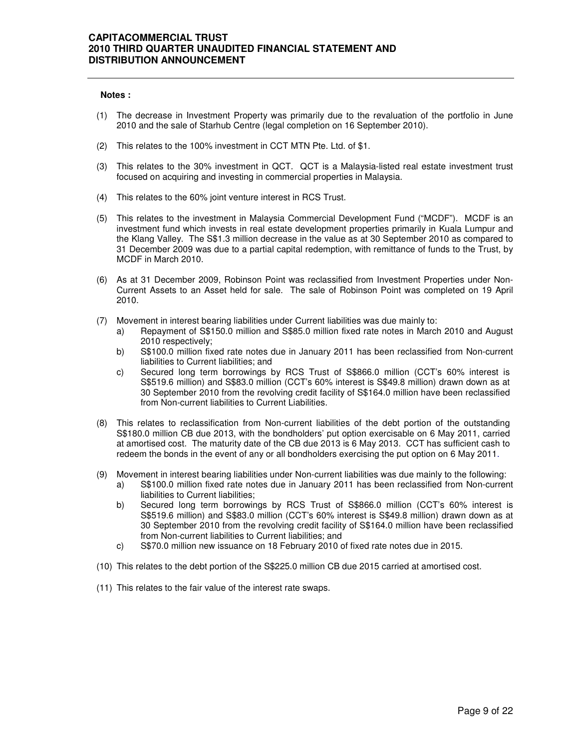**Notes :**

(1) The decrease in Investment Property was primarily due to the revaluation of the portfolio in June 2010 and the sale of Starhub Centre (legal completion on 16 September 2010).

(2) This relates to the 100% investment in CCT MTN Pte. Ltd. of $1.

(3) This relates to the 30% investment in QCT. QCT is a Malaysia-listed real estate investment trust focused on acquiring and investing in commercial properties in Malaysia.

(4) This relates to the 60% joint venture interest in RCS Trust.

(5) This relates to the investment in Malaysia Commercial Development Fund ("MCDF"). MCDF is an investment fund which invests in real estate development properties primarily in Kuala Lumpur and the Klang Valley. The S$1.3 million decrease in the value as at 30 September 2010 as compared to 31 December 2009 was due to a partial capital redemption, with remittance of funds to the Trust, by MCDF in March 2010.

(6) As at 31 December 2009, Robinson Point was reclassified from Investment Properties under Non-Current Assets to an Asset held for sale. The sale of Robinson Point was completed on 19 April 2010.

(7) Movement in interest bearing liabilities under Current liabilities was due mainly to:
   a) Repayment of S$150.0 million and S$85.0 million fixed rate notes in March 2010 and August 2010 respectively;
   b) S$100.0 million fixed rate notes due in January 2011 has been reclassified from Non-current liabilities to Current liabilities; and
   c) Secured long term borrowings by RCS Trust of S$866.0 million (CCT's 60% interest is S$519.6 million) and S$83.0 million (CCT's 60% interest is S$49.8 million) drawn down as at 30 September 2010 from the revolving credit facility of S$164.0 million have been reclassified from Non-current liabilities to Current Liabilities.

(8) This relates to reclassification from Non-current liabilities of the debt portion of the outstanding S$180.0 million CB due 2013, with the bondholders' put option exercisable on 6 May 2011, carried at amortised cost. The maturity date of the CB due 2013 is 6 May 2013. CCT has sufficient cash to redeem the bonds in the event of any or all bondholders exercising the put option on 6 May 2011.

(9) Movement in interest bearing liabilities under Non-current liabilities was due mainly to the following:
   a) S$100.0 million fixed rate notes due in January 2011 has been reclassified from Non-current liabilities to Current liabilities;
   b) Secured long term borrowings by RCS Trust of S$866.0 million (CCT's 60% interest is S$519.6 million) and S$83.0 million (CCT's 60% interest is S$49.8 million) drawn down as at 30 September 2010 from the revolving credit facility of S$164.0 million have been reclassified from Non-current liabilities to Current liabilities; and
   c) S$70.0 million new issuance on 18 February 2010 of fixed rate notes due in 2015.

(10) This relates to the debt portion of the S$225.0 million CB due 2015 carried at amortised cost.

(11) This relates to the fair value of the interest rate swaps.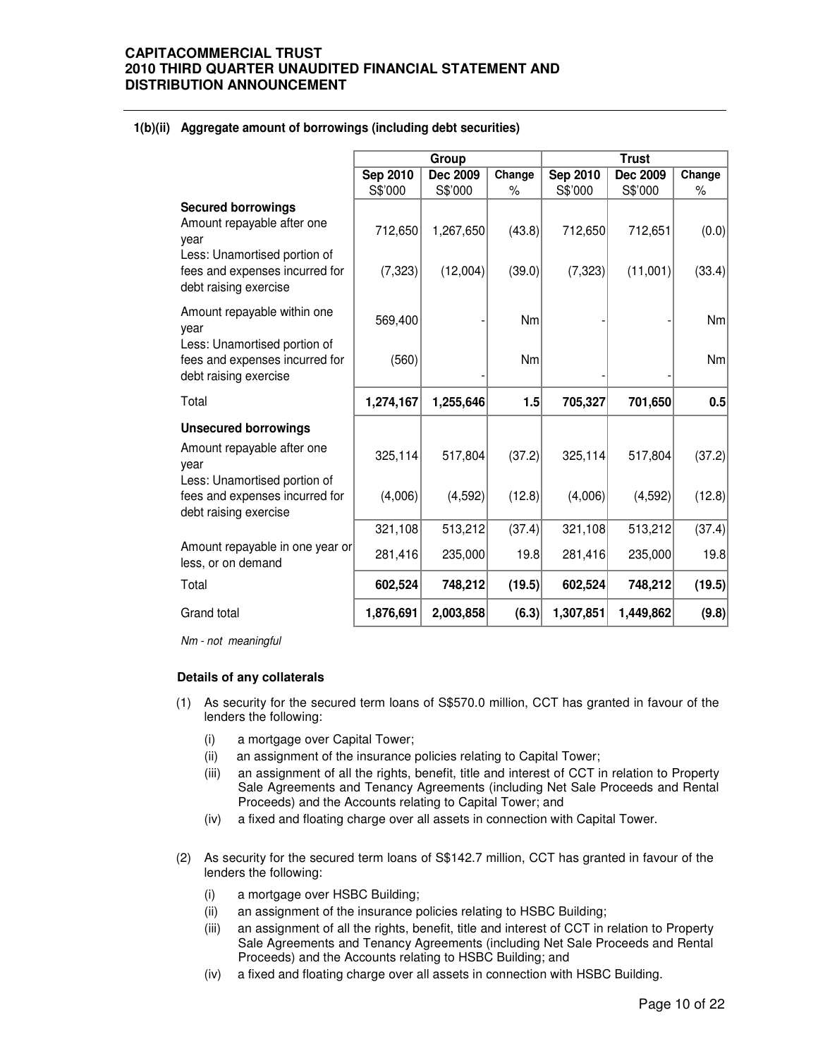#### 1(b)(ii) Aggregate amount of borrowings (including debt securities)

| | Group | | | Trust | | |
|---|---|---|---|---|---|---|
| | Sep 2010 S$'000 | Dec 2009 S$'000 | Change % | Sep 2010 S$'000 | Dec 2009 S$'000 | Change % |
| **Secured borrowings** | | | | | | |
| Amount repayable after one year | 712,650 | 1,267,650 | (43.8) | 712,650 | 712,651 | (0.0) |
| Less: Unamortised portion of fees and expenses incurred for debt raising exercise | (7,323) | (12,004) | (39.0) | (7,323) | (11,001) | (33.4) |
| Amount repayable within one year | 569,400 | - | Nm | - | - | Nm |
| Less: Unamortised portion of fees and expenses incurred for debt raising exercise | (560) | - | Nm | - | - | Nm |
| Total | **1,274,167** | **1,255,646** | **1.5** | **705,327** | **701,650** | **0.5** |
| **Unsecured borrowings** | | | | | | |
| Amount repayable after one year | 325,114 | 517,804 | (37.2) | 325,114 | 517,804 | (37.2) |
| Less: Unamortised portion of fees and expenses incurred for debt raising exercise | (4,006) | (4,592) | (12.8) | (4,006) | (4,592) | (12.8) |
| | 321,108 | 513,212 | (37.4) | 321,108 | 513,212 | (37.4) |
| Amount repayable in one year or less, or on demand | 281,416 | 235,000 | 19.8 | 281,416 | 235,000 | 19.8 |
| Total | **602,524** | **748,212** | **(19.5)** | **602,524** | **748,212** | **(19.5)** |
| Grand total | **1,876,691** | **2,003,858** | **(6.3)** | **1,307,851** | **1,449,862** | **(9.8)** |

*Nm - not meaningful*

**Details of any collaterals**

(1) As security for the secured term loans of S$570.0 million, CCT has granted in favour of the lenders the following:

- (i) a mortgage over Capital Tower;
- (ii) an assignment of the insurance policies relating to Capital Tower;
- (iii) an assignment of all the rights, benefit, title and interest of CCT in relation to Property Sale Agreements and Tenancy Agreements (including Net Sale Proceeds and Rental Proceeds) and the Accounts relating to Capital Tower; and
- (iv) a fixed and floating charge over all assets in connection with Capital Tower.

(2) As security for the secured term loans of S$142.7 million, CCT has granted in favour of the lenders the following:

- (i) a mortgage over HSBC Building;
- (ii) an assignment of the insurance policies relating to HSBC Building;
- (iii) an assignment of all the rights, benefit, title and interest of CCT in relation to Property Sale Agreements and Tenancy Agreements (including Net Sale Proceeds and Rental Proceeds) and the Accounts relating to HSBC Building; and
- (iv) a fixed and floating charge over all assets in connection with HSBC Building.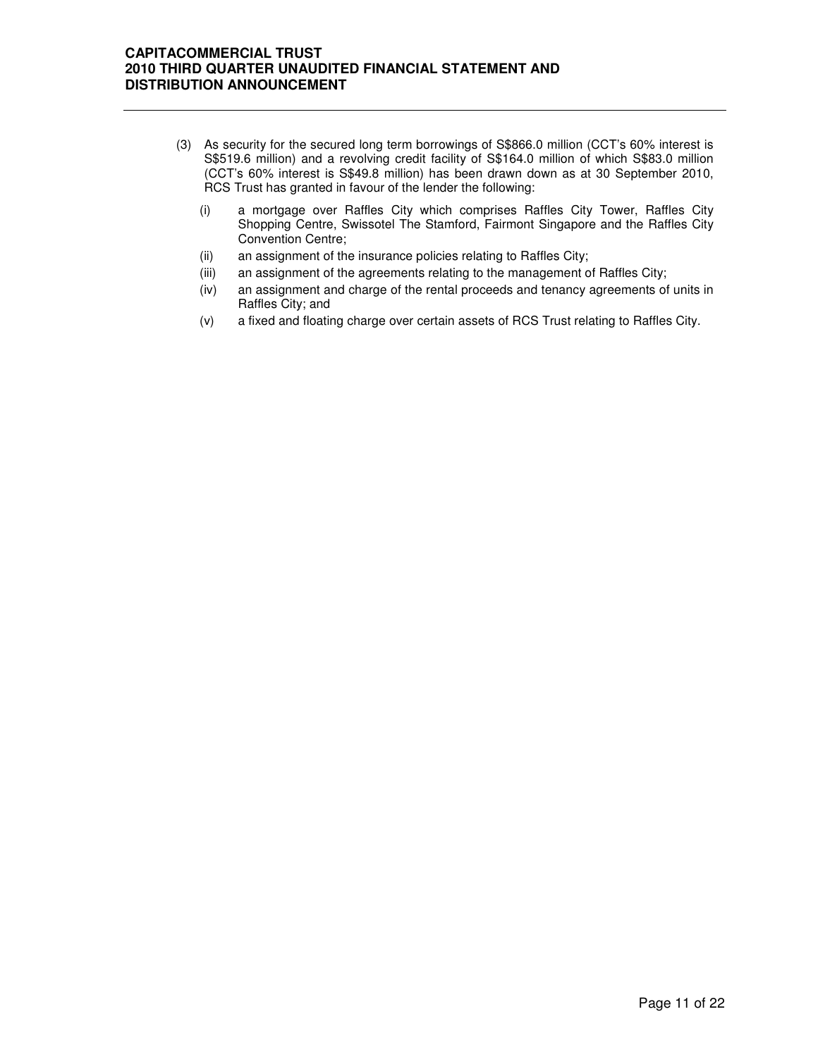(3) As security for the secured long term borrowings of S$866.0 million (CCT's 60% interest is S$519.6 million) and a revolving credit facility of S$164.0 million of which S$83.0 million (CCT's 60% interest is S$49.8 million) has been drawn down as at 30 September 2010, RCS Trust has granted in favour of the lender the following:

   (i) a mortgage over Raffles City which comprises Raffles City Tower, Raffles City Shopping Centre, Swissotel The Stamford, Fairmont Singapore and the Raffles City Convention Centre;

   (ii) an assignment of the insurance policies relating to Raffles City;

   (iii) an assignment of the agreements relating to the management of Raffles City;

   (iv) an assignment and charge of the rental proceeds and tenancy agreements of units in Raffles City; and

   (v) a fixed and floating charge over certain assets of RCS Trust relating to Raffles City.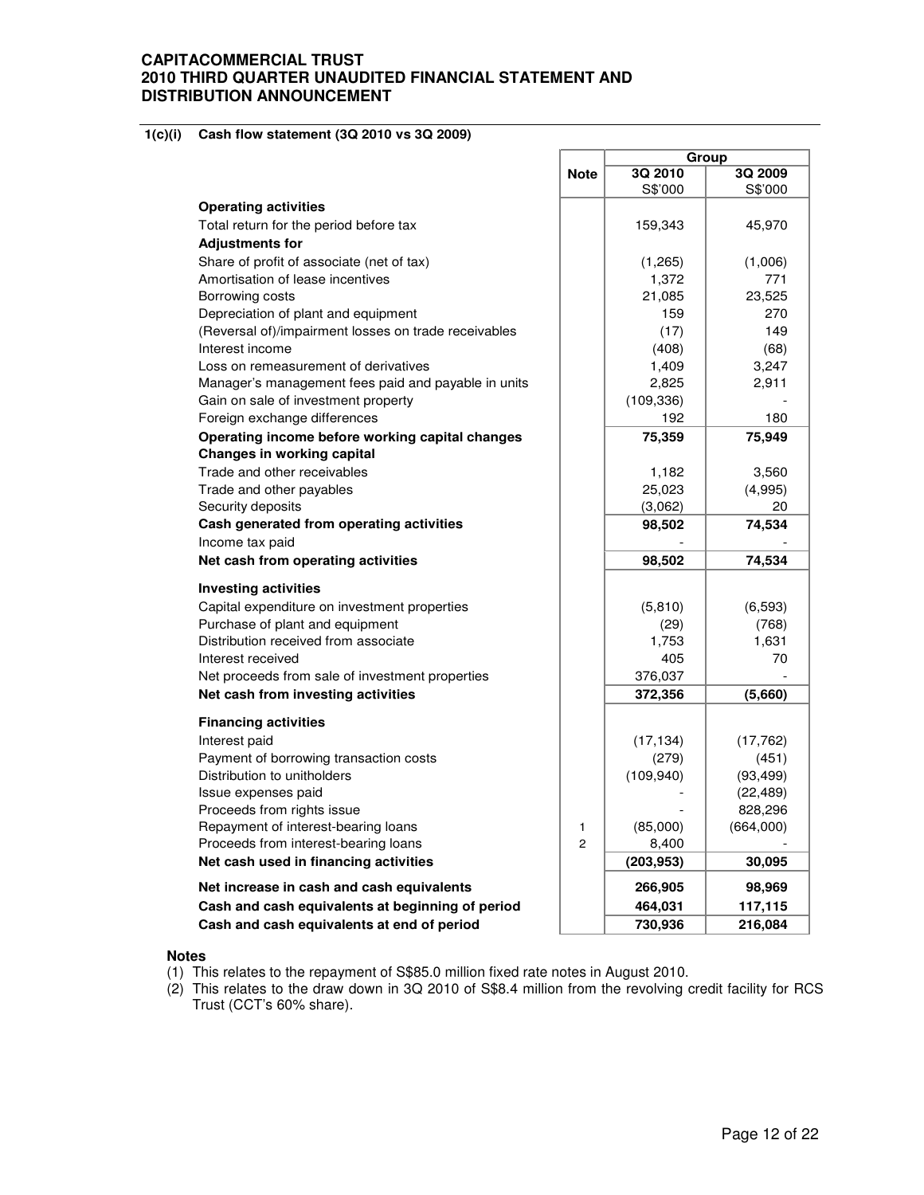**CAPITACOMMERCIAL TRUST**
**2010 THIRD QUARTER UNAUDITED FINANCIAL STATEMENT AND DISTRIBUTION ANNOUNCEMENT**

**1(c)(i) Cash flow statement (3Q 2010 vs 3Q 2009)**

| | Note | Group | |
|---|---|---|---|
| | | 3Q 2010 S$'000 | 3Q 2009 S$'000 |
| **Operating activities** | | | |
| Total return for the period before tax | | 159,343 | 45,970 |
| **Adjustments for** | | | |
| Share of profit of associate (net of tax) | | (1,265) | (1,006) |
| Amortisation of lease incentives | | 1,372 | 771 |
| Borrowing costs | | 21,085 | 23,525 |
| Depreciation of plant and equipment | | 159 | 270 |
| (Reversal of)/impairment losses on trade receivables | | (17) | 149 |
| Interest income | | (408) | (68) |
| Loss on remeasurement of derivatives | | 1,409 | 3,247 |
| Manager's management fees paid and payable in units | | 2,825 | 2,911 |
| Gain on sale of investment property | | (109,336) | - |
| Foreign exchange differences | | 192 | 180 |
| **Operating income before working capital changes** | | **75,359** | **75,949** |
| **Changes in working capital** | | | |
| Trade and other receivables | | 1,182 | 3,560 |
| Trade and other payables | | 25,023 | (4,995) |
| Security deposits | | (3,062) | 20 |
| **Cash generated from operating activities** | | **98,502** | **74,534** |
| Income tax paid | | - | - |
| **Net cash from operating activities** | | **98,502** | **74,534** |
| **Investing activities** | | | |
| Capital expenditure on investment properties | | (5,810) | (6,593) |
| Purchase of plant and equipment | | (29) | (768) |
| Distribution received from associate | | 1,753 | 1,631 |
| Interest received | | 405 | 70 |
| Net proceeds from sale of investment properties | | 376,037 | - |
| **Net cash from investing activities** | | **372,356** | **(5,660)** |
| **Financing activities** | | | |
| Interest paid | | (17,134) | (17,762) |
| Payment of borrowing transaction costs | | (279) | (451) |
| Distribution to unitholders | | (109,940) | (93,499) |
| Issue expenses paid | | - | (22,489) |
| Proceeds from rights issue | | - | 828,296 |
| Repayment of interest-bearing loans | 1 | (85,000) | (664,000) |
| Proceeds from interest-bearing loans | 2 | 8,400 | - |
| **Net cash used in financing activities** | | **(203,953)** | **30,095** |
| **Net increase in cash and cash equivalents** | | **266,905** | **98,969** |
| **Cash and cash equivalents at beginning of period** | | **464,031** | **117,115** |
| **Cash and cash equivalents at end of period** | | **730,936** | **216,084** |

**Notes**

(1) This relates to the repayment of S$85.0 million fixed rate notes in August 2010.

(2) This relates to the draw down in 3Q 2010 of S$8.4 million from the revolving credit facility for RCS Trust (CCT's 60% share).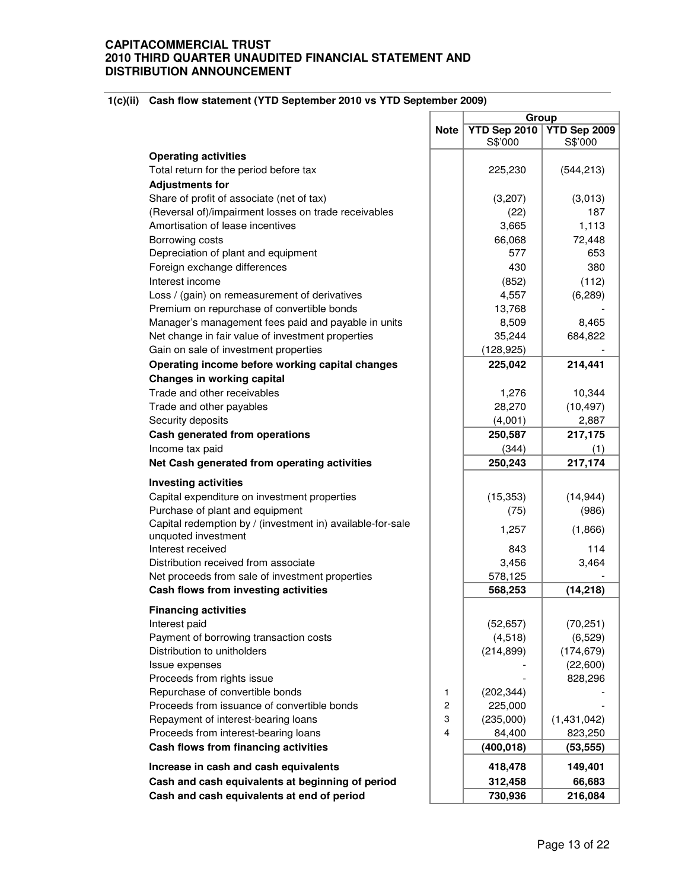### 1(c)(ii) Cash flow statement (YTD September 2010 vs YTD September 2009)

| | Note | Group | |
|---|---|---|---|
| | | YTD Sep 2010 S$'000 | YTD Sep 2009 S$'000 |
| **Operating activities** | | | |
| Total return for the period before tax | | 225,230 | (544,213) |
| **Adjustments for** | | | |
| Share of profit of associate (net of tax) | | (3,207) | (3,013) |
| (Reversal of)/impairment losses on trade receivables | | (22) | 187 |
| Amortisation of lease incentives | | 3,665 | 1,113 |
| Borrowing costs | | 66,068 | 72,448 |
| Depreciation of plant and equipment | | 577 | 653 |
| Foreign exchange differences | | 430 | 380 |
| Interest income | | (852) | (112) |
| Loss / (gain) on remeasurement of derivatives | | 4,557 | (6,289) |
| Premium on repurchase of convertible bonds | | 13,768 | - |
| Manager's management fees paid and payable in units | | 8,509 | 8,465 |
| Net change in fair value of investment properties | | 35,244 | 684,822 |
| Gain on sale of investment properties | | (128,925) | - |
| **Operating income before working capital changes** | | **225,042** | **214,441** |
| **Changes in working capital** | | | |
| Trade and other receivables | | 1,276 | 10,344 |
| Trade and other payables | | 28,270 | (10,497) |
| Security deposits | | (4,001) | 2,887 |
| **Cash generated from operations** | | **250,587** | **217,175** |
| Income tax paid | | (344) | (1) |
| **Net Cash generated from operating activities** | | **250,243** | **217,174** |
| **Investing activities** | | | |
| Capital expenditure on investment properties | | (15,353) | (14,944) |
| Purchase of plant and equipment | | (75) | (986) |
| Capital redemption by / (investment in) available-for-sale unquoted investment | | 1,257 | (1,866) |
| Interest received | | 843 | 114 |
| Distribution received from associate | | 3,456 | 3,464 |
| Net proceeds from sale of investment properties | | 578,125 | - |
| **Cash flows from investing activities** | | **568,253** | **(14,218)** |
| **Financing activities** | | | |
| Interest paid | | (52,657) | (70,251) |
| Payment of borrowing transaction costs | | (4,518) | (6,529) |
| Distribution to unitholders | | (214,899) | (174,679) |
| Issue expenses | | - | (22,600) |
| Proceeds from rights issue | | - | 828,296 |
| Repurchase of convertible bonds | 1 | (202,344) | - |
| Proceeds from issuance of convertible bonds | 2 | 225,000 | - |
| Repayment of interest-bearing loans | 3 | (235,000) | (1,431,042) |
| Proceeds from interest-bearing loans | 4 | 84,400 | 823,250 |
| **Cash flows from financing activities** | | **(400,018)** | **(53,555)** |
| **Increase in cash and cash equivalents** | | **418,478** | **149,401** |
| **Cash and cash equivalents at beginning of period** | | **312,458** | **66,683** |
| **Cash and cash equivalents at end of period** | | **730,936** | **216,084** |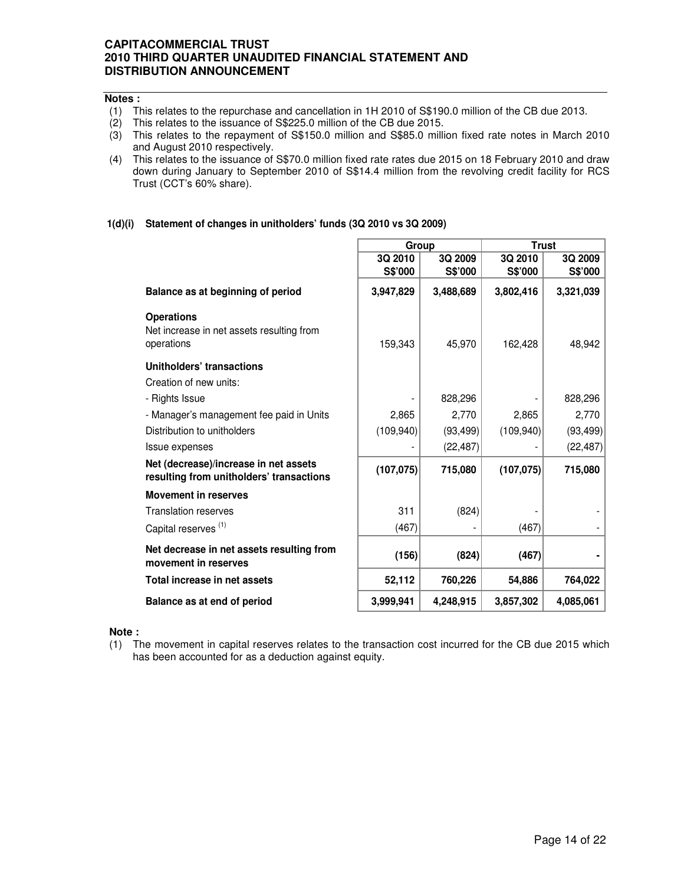**Notes :**

(1) This relates to the repurchase and cancellation in 1H 2010 of S$190.0 million of the CB due 2013.

(2) This relates to the issuance of S$225.0 million of the CB due 2015.

(3) This relates to the repayment of S$150.0 million and S$85.0 million fixed rate notes in March 2010 and August 2010 respectively.

(4) This relates to the issuance of S$70.0 million fixed rate rates due 2015 on 18 February 2010 and draw down during January to September 2010 of S$14.4 million from the revolving credit facility for RCS Trust (CCT's 60% share).

**1(d)(i) Statement of changes in unitholders' funds (3Q 2010 vs 3Q 2009)**

| | Group | | Trust | |
|---|---|---|---|---|
| | 3Q 2010 S$'000 | 3Q 2009 S$'000 | 3Q 2010 S$'000 | 3Q 2009 S$'000 |
| **Balance as at beginning of period** | **3,947,829** | **3,488,689** | **3,802,416** | **3,321,039** |
| **Operations** | | | | |
| Net increase in net assets resulting from operations | 159,343 | 45,970 | 162,428 | 48,942 |
| **Unitholders' transactions** | | | | |
| Creation of new units: | | | | |
| - Rights Issue | - | 828,296 | - | 828,296 |
| - Manager's management fee paid in Units | 2,865 | 2,770 | 2,865 | 2,770 |
| Distribution to unitholders | (109,940) | (93,499) | (109,940) | (93,499) |
| Issue expenses | - | (22,487) | - | (22,487) |
| **Net (decrease)/increase in net assets resulting from unitholders' transactions** | **(107,075)** | **715,080** | **(107,075)** | **715,080** |
| **Movement in reserves** | | | | |
| Translation reserves | 311 | (824) | - | - |
| Capital reserves [(1)] | (467) | - | (467) | - |
| **Net decrease in net assets resulting from movement in reserves** | **(156)** | **(824)** | **(467)** | **-** |
| **Total increase in net assets** | **52,112** | **760,226** | **54,886** | **764,022** |
| **Balance as at end of period** | **3,999,941** | **4,248,915** | **3,857,302** | **4,085,061** |

**Note :**

(1) The movement in capital reserves relates to the transaction cost incurred for the CB due 2015 which has been accounted for as a deduction against equity.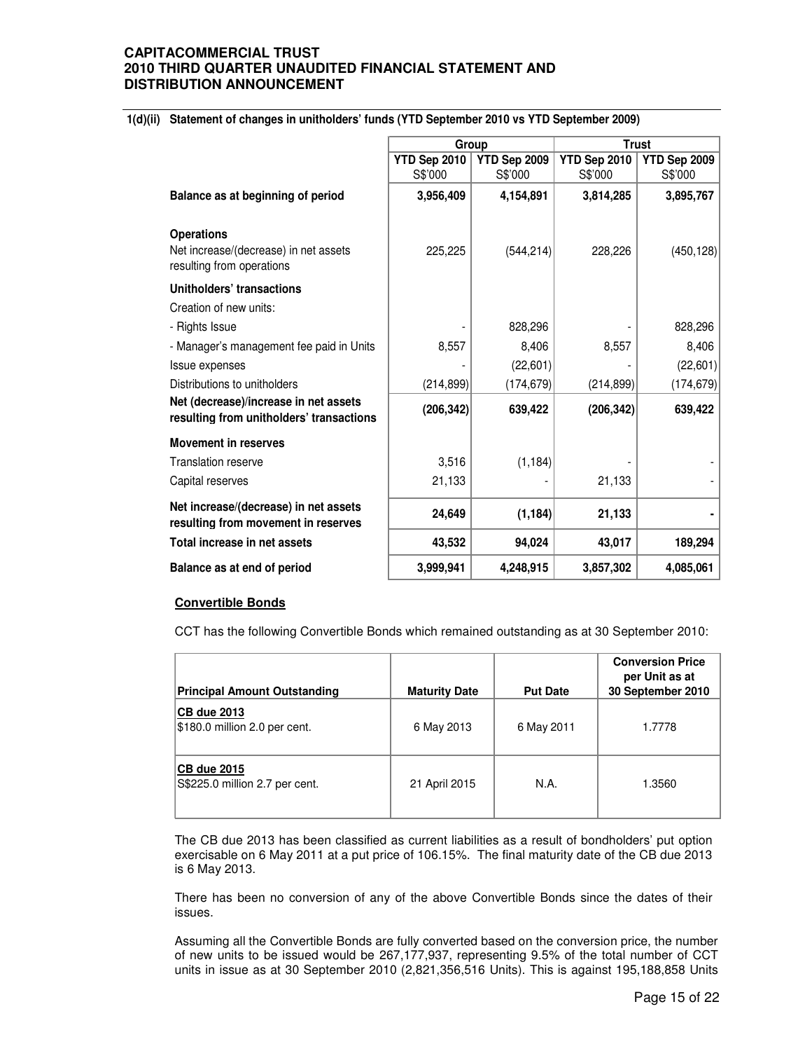**1(d)(ii) Statement of changes in unitholders' funds (YTD September 2010 vs YTD September 2009)**

| | Group | | Trust | |
|---|---|---|---|---|
| | YTD Sep 2010 S$'000 | YTD Sep 2009 S$'000 | YTD Sep 2010 S$'000 | YTD Sep 2009 S$'000 |
| **Balance as at beginning of period** | **3,956,409** | **4,154,891** | **3,814,285** | **3,895,767** |
| **Operations** | | | | |
| Net increase/(decrease) in net assets resulting from operations | 225,225 | (544,214) | 228,226 | (450,128) |
| **Unitholders' transactions** | | | | |
| Creation of new units: | | | | |
| - Rights Issue | - | 828,296 | - | 828,296 |
| - Manager's management fee paid in Units | 8,557 | 8,406 | 8,557 | 8,406 |
| Issue expenses | - | (22,601) | - | (22,601) |
| Distributions to unitholders | (214,899) | (174,679) | (214,899) | (174,679) |
| **Net (decrease)/increase in net assets resulting from unitholders' transactions** | **(206,342)** | **639,422** | **(206,342)** | **639,422** |
| **Movement in reserves** | | | | |
| Translation reserve | 3,516 | (1,184) | - | - |
| Capital reserves | 21,133 | - | 21,133 | - |
| **Net increase/(decrease) in net assets resulting from movement in reserves** | **24,649** | **(1,184)** | **21,133** | **-** |
| **Total increase in net assets** | **43,532** | **94,024** | **43,017** | **189,294** |
| **Balance as at end of period** | **3,999,941** | **4,248,915** | **3,857,302** | **4,085,061** |

**Convertible Bonds**

CCT has the following Convertible Bonds which remained outstanding as at 30 September 2010:

| Principal Amount Outstanding | Maturity Date | Put Date | Conversion Price per Unit as at 30 September 2010 |
|---|---|---|---|
| **CB due 2013** \$180.0 million 2.0 per cent. | 6 May 2013 | 6 May 2011 | 1.7778 |
| **CB due 2015** S\$225.0 million 2.7 per cent. | 21 April 2015 | N.A. | 1.3560 |

The CB due 2013 has been classified as current liabilities as a result of bondholders' put option exercisable on 6 May 2011 at a put price of 106.15%. The final maturity date of the CB due 2013 is 6 May 2013.

There has been no conversion of any of the above Convertible Bonds since the dates of their issues.

Assuming all the Convertible Bonds are fully converted based on the conversion price, the number of new units to be issued would be 267,177,937, representing 9.5% of the total number of CCT units in issue as at 30 September 2010 (2,821,356,516 Units). This is against 195,188,858 Units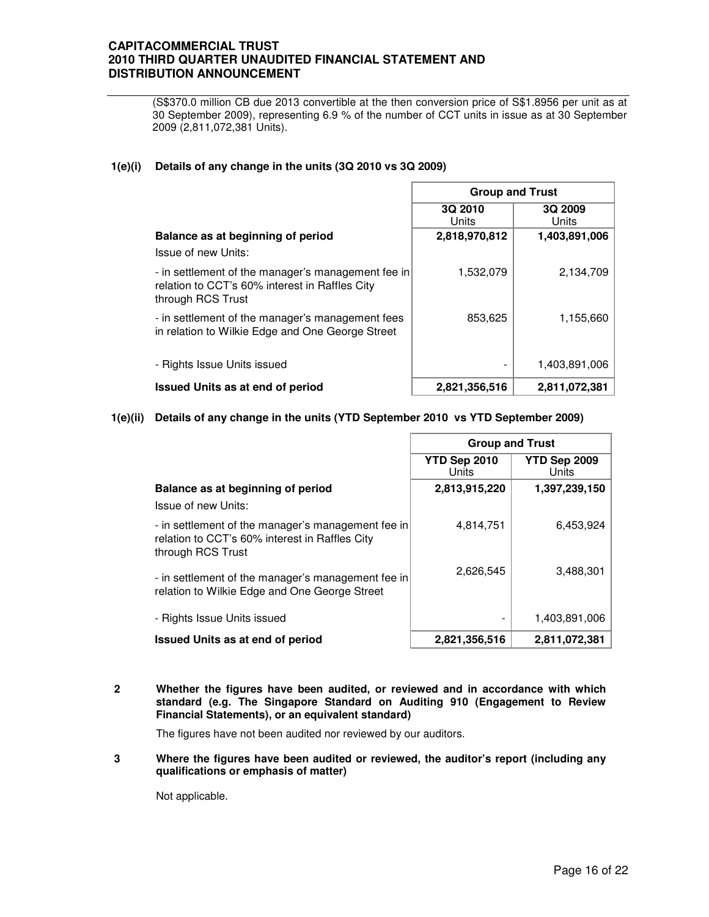(S$370.0 million CB due 2013 convertible at the then conversion price of S$1.8956 per unit as at 30 September 2009), representing 6.9 % of the number of CCT units in issue as at 30 September 2009 (2,811,072,381 Units).

**1(e)(i) Details of any change in the units (3Q 2010 vs 3Q 2009)**

| | Group and Trust | |
|---|---|---|
| | 3Q 2010 Units | 3Q 2009 Units |
| **Balance as at beginning of period** | **2,818,970,812** | **1,403,891,006** |
| Issue of new Units: | | |
| - in settlement of the manager's management fee in relation to CCT's 60% interest in Raffles City through RCS Trust | 1,532,079 | 2,134,709 |
| - in settlement of the manager's management fees in relation to Wilkie Edge and One George Street | 853,625 | 1,155,660 |
| - Rights Issue Units issued | - | 1,403,891,006 |
| **Issued Units as at end of period** | **2,821,356,516** | **2,811,072,381** |

**1(e)(ii) Details of any change in the units (YTD September 2010 vs YTD September 2009)**

| | Group and Trust | |
|---|---|---|
| | YTD Sep 2010 Units | YTD Sep 2009 Units |
| **Balance as at beginning of period** | **2,813,915,220** | **1,397,239,150** |
| Issue of new Units: | | |
| - in settlement of the manager's management fee in relation to CCT's 60% interest in Raffles City through RCS Trust | 4,814,751 | 6,453,924 |
| - in settlement of the manager's management fee in relation to Wilkie Edge and One George Street | 2,626,545 | 3,488,301 |
| - Rights Issue Units issued | - | 1,403,891,006 |
| **Issued Units as at end of period** | **2,821,356,516** | **2,811,072,381** |

**2 Whether the figures have been audited, or reviewed and in accordance with which standard (e.g. The Singapore Standard on Auditing 910 (Engagement to Review Financial Statements), or an equivalent standard)**

The figures have not been audited nor reviewed by our auditors.

**3 Where the figures have been audited or reviewed, the auditor's report (including any qualifications or emphasis of matter)**

Not applicable.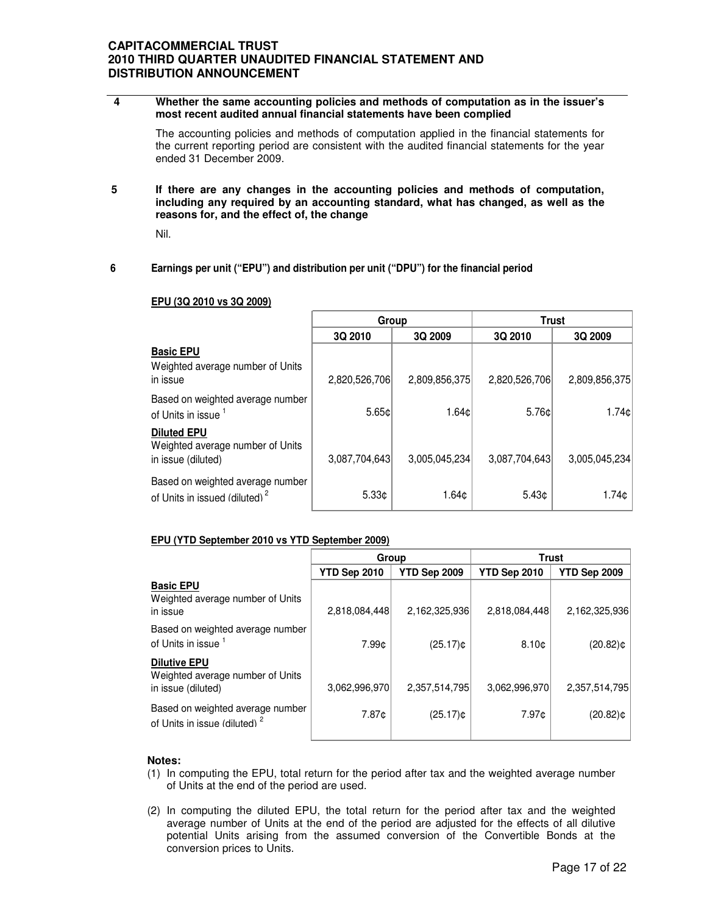## 4 Whether the same accounting policies and methods of computation as in the issuer's most recent audited annual financial statements have been complied

The accounting policies and methods of computation applied in the financial statements for the current reporting period are consistent with the audited financial statements for the year ended 31 December 2009.

## 5 If there are any changes in the accounting policies and methods of computation, including any required by an accounting standard, what has changed, as well as the reasons for, and the effect of, the change

Nil.

## 6 Earnings per unit ("EPU") and distribution per unit ("DPU") for the financial period

**EPU (3Q 2010 vs 3Q 2009)**

| | Group | | Trust | |
|---|---|---|---|---|
| | 3Q 2010 | 3Q 2009 | 3Q 2010 | 3Q 2009 |
| **Basic EPU** | | | | |
| Weighted average number of Units in issue | 2,820,526,706 | 2,809,856,375 | 2,820,526,706 | 2,809,856,375 |
| Based on weighted average number of Units in issue [1] | 5.65¢ | 1.64¢ | 5.76¢ | 1.74¢ |
| **Diluted EPU** | | | | |
| Weighted average number of Units in issue (diluted) | 3,087,704,643 | 3,005,045,234 | 3,087,704,643 | 3,005,045,234 |
| Based on weighted average number of Units in issued (diluted) [2] | 5.33¢ | 1.64¢ | 5.43¢ | 1.74¢ |

**EPU (YTD September 2010 vs YTD September 2009)**

| | Group | | Trust | |
|---|---|---|---|---|
| | YTD Sep 2010 | YTD Sep 2009 | YTD Sep 2010 | YTD Sep 2009 |
| **Basic EPU** | | | | |
| Weighted average number of Units in issue | 2,818,084,448 | 2,162,325,936 | 2,818,084,448 | 2,162,325,936 |
| Based on weighted average number of Units in issue [1] | 7.99¢ | (25.17)¢ | 8.10¢ | (20.82)¢ |
| **Dilutive EPU** | | | | |
| Weighted average number of Units in issue (diluted) | 3,062,996,970 | 2,357,514,795 | 3,062,996,970 | 2,357,514,795 |
| Based on weighted average number of Units in issue (diluted) [2] | 7.87¢ | (25.17)¢ | 7.97¢ | (20.82)¢ |

**Notes:**

(1) In computing the EPU, total return for the period after tax and the weighted average number of Units at the end of the period are used.

(2) In computing the diluted EPU, the total return for the period after tax and the weighted average number of Units at the end of the period are adjusted for the effects of all dilutive potential Units arising from the assumed conversion of the Convertible Bonds at the conversion prices to Units.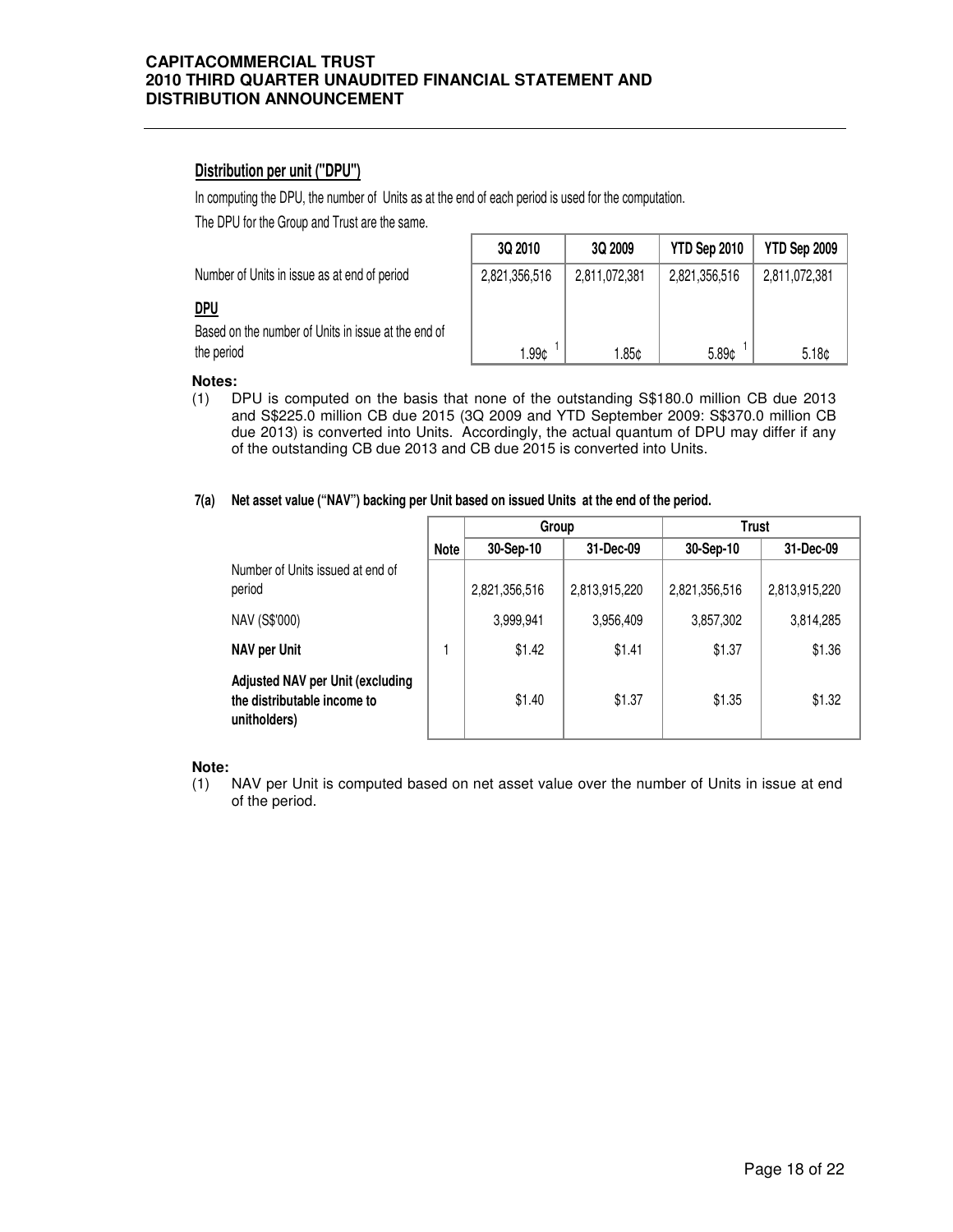### Distribution per unit ("DPU")

In computing the DPU, the number of Units as at the end of each period is used for the computation.

The DPU for the Group and Trust are the same.

| | 3Q 2010 | 3Q 2009 | YTD Sep 2010 | YTD Sep 2009 |
|---|---|---|---|---|
| Number of Units in issue as at end of period | 2,821,356,516 | 2,811,072,381 | 2,821,356,516 | 2,811,072,381 |
| **DPU** | | | | |
| Based on the number of Units in issue at the end of the period | 1.99¢ [1] | 1.85¢ | 5.89¢ [1] | 5.18¢ |

**Notes:**

(1) DPU is computed on the basis that none of the outstanding S$180.0 million CB due 2013 and S$225.0 million CB due 2015 (3Q 2009 and YTD September 2009: S$370.0 million CB due 2013) is converted into Units. Accordingly, the actual quantum of DPU may differ if any of the outstanding CB due 2013 and CB due 2015 is converted into Units.

#### 7(a) Net asset value ("NAV") backing per Unit based on issued Units at the end of the period.

| | | Group | | Trust | |
|---|---|---|---|---|---|
| | Note | 30-Sep-10 | 31-Dec-09 | 30-Sep-10 | 31-Dec-09 |
| Number of Units issued at end of period | | 2,821,356,516 | 2,813,915,220 | 2,821,356,516 | 2,813,915,220 |
| NAV (S$'000) | | 3,999,941 | 3,956,409 | 3,857,302 | 3,814,285 |
| **NAV per Unit** | 1 | $1.42 | $1.41 | $1.37 | $1.36 |
| **Adjusted NAV per Unit (excluding the distributable income to unitholders)** | | $1.40 | $1.37 | $1.35 | $1.32 |

**Note:**

(1) NAV per Unit is computed based on net asset value over the number of Units in issue at end of the period.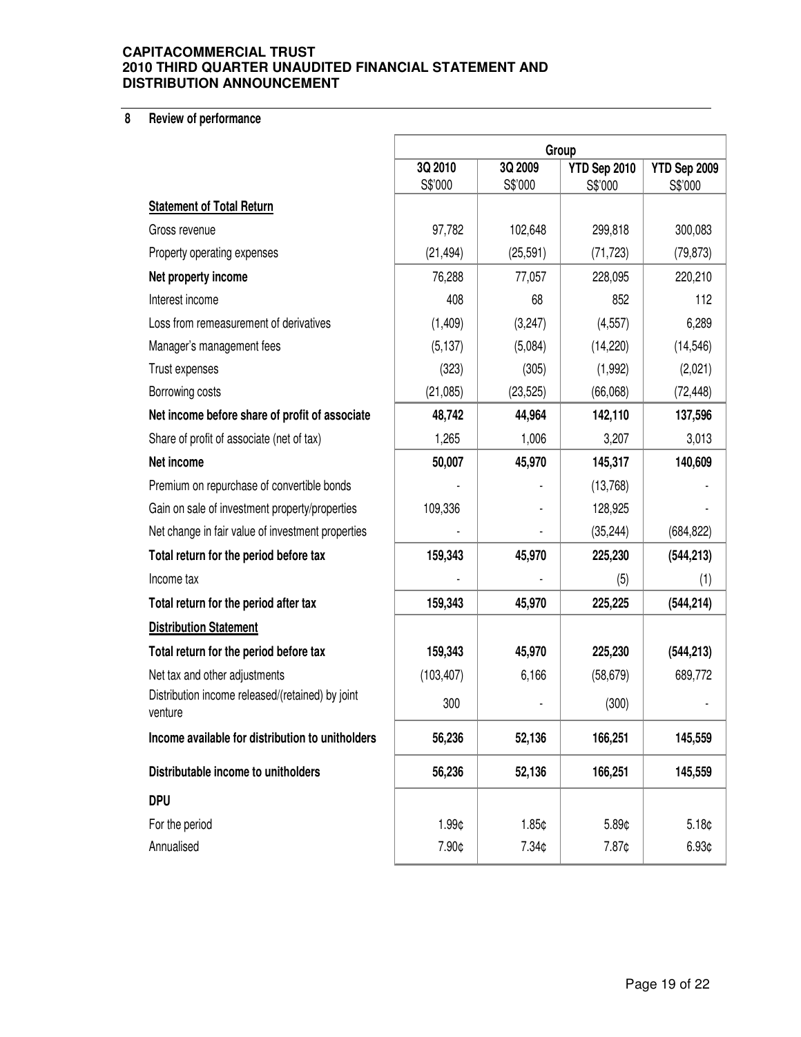## 8 Review of performance

| | Group | | | |
|---|---|---|---|---|
| | 3Q 2010 S$'000 | 3Q 2009 S$'000 | YTD Sep 2010 S$'000 | YTD Sep 2009 S$'000 |
| **Statement of Total Return** | | | | |
| Gross revenue | 97,782 | 102,648 | 299,818 | 300,083 |
| Property operating expenses | (21,494) | (25,591) | (71,723) | (79,873) |
| **Net property income** | 76,288 | 77,057 | 228,095 | 220,210 |
| Interest income | 408 | 68 | 852 | 112 |
| Loss from remeasurement of derivatives | (1,409) | (3,247) | (4,557) | 6,289 |
| Manager's management fees | (5,137) | (5,084) | (14,220) | (14,546) |
| Trust expenses | (323) | (305) | (1,992) | (2,021) |
| Borrowing costs | (21,085) | (23,525) | (66,068) | (72,448) |
| **Net income before share of profit of associate** | **48,742** | **44,964** | **142,110** | **137,596** |
| Share of profit of associate (net of tax) | 1,265 | 1,006 | 3,207 | 3,013 |
| **Net income** | **50,007** | **45,970** | **145,317** | **140,609** |
| Premium on repurchase of convertible bonds | - | - | (13,768) | - |
| Gain on sale of investment property/properties | 109,336 | - | 128,925 | - |
| Net change in fair value of investment properties | - | - | (35,244) | (684,822) |
| **Total return for the period before tax** | **159,343** | **45,970** | **225,230** | **(544,213)** |
| Income tax | - | - | (5) | (1) |
| **Total return for the period after tax** | **159,343** | **45,970** | **225,225** | **(544,214)** |
| **Distribution Statement** | | | | |
| **Total return for the period before tax** | **159,343** | **45,970** | **225,230** | **(544,213)** |
| Net tax and other adjustments | (103,407) | 6,166 | (58,679) | 689,772 |
| Distribution income released/(retained) by joint venture | 300 | - | (300) | - |
| **Income available for distribution to unitholders** | **56,236** | **52,136** | **166,251** | **145,559** |
| **Distributable income to unitholders** | **56,236** | **52,136** | **166,251** | **145,559** |
| **DPU** | | | | |
| For the period | 1.99¢ | 1.85¢ | 5.89¢ | 5.18¢ |
| Annualised | 7.90¢ | 7.34¢ | 7.87¢ | 6.93¢ |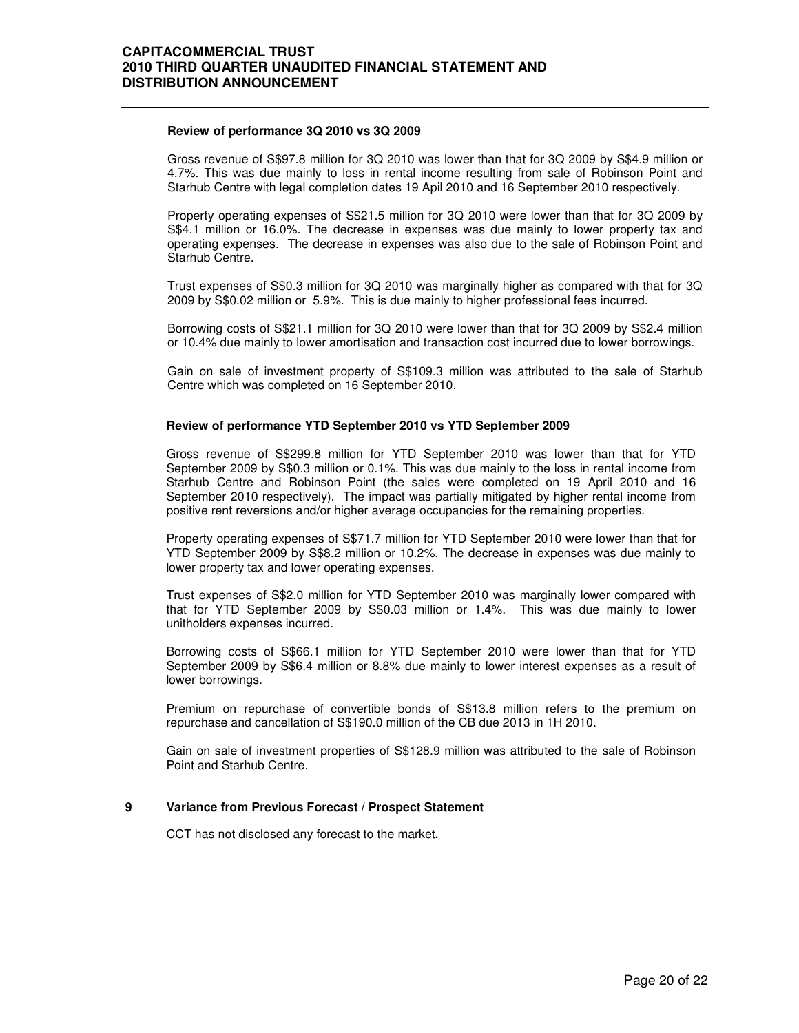**Review of performance 3Q 2010 vs 3Q 2009**

Gross revenue of S$97.8 million for 3Q 2010 was lower than that for 3Q 2009 by S$4.9 million or 4.7%. This was due mainly to loss in rental income resulting from sale of Robinson Point and Starhub Centre with legal completion dates 19 Apil 2010 and 16 September 2010 respectively.

Property operating expenses of S$21.5 million for 3Q 2010 were lower than that for 3Q 2009 by S$4.1 million or 16.0%. The decrease in expenses was due mainly to lower property tax and operating expenses. The decrease in expenses was also due to the sale of Robinson Point and Starhub Centre.

Trust expenses of S$0.3 million for 3Q 2010 was marginally higher as compared with that for 3Q 2009 by S$0.02 million or 5.9%. This is due mainly to higher professional fees incurred.

Borrowing costs of S$21.1 million for 3Q 2010 were lower than that for 3Q 2009 by S$2.4 million or 10.4% due mainly to lower amortisation and transaction cost incurred due to lower borrowings.

Gain on sale of investment property of S$109.3 million was attributed to the sale of Starhub Centre which was completed on 16 September 2010.

**Review of performance YTD September 2010 vs YTD September 2009**

Gross revenue of S$299.8 million for YTD September 2010 was lower than that for YTD September 2009 by S$0.3 million or 0.1%. This was due mainly to the loss in rental income from Starhub Centre and Robinson Point (the sales were completed on 19 April 2010 and 16 September 2010 respectively). The impact was partially mitigated by higher rental income from positive rent reversions and/or higher average occupancies for the remaining properties.

Property operating expenses of S$71.7 million for YTD September 2010 were lower than that for YTD September 2009 by S$8.2 million or 10.2%. The decrease in expenses was due mainly to lower property tax and lower operating expenses.

Trust expenses of S$2.0 million for YTD September 2010 was marginally lower compared with that for YTD September 2009 by S$0.03 million or 1.4%. This was due mainly to lower unitholders expenses incurred.

Borrowing costs of S$66.1 million for YTD September 2010 were lower than that for YTD September 2009 by S$6.4 million or 8.8% due mainly to lower interest expenses as a result of lower borrowings.

Premium on repurchase of convertible bonds of S$13.8 million refers to the premium on repurchase and cancellation of S$190.0 million of the CB due 2013 in 1H 2010.

Gain on sale of investment properties of S$128.9 million was attributed to the sale of Robinson Point and Starhub Centre.

## 9 Variance from Previous Forecast / Prospect Statement

CCT has not disclosed any forecast to the market**.**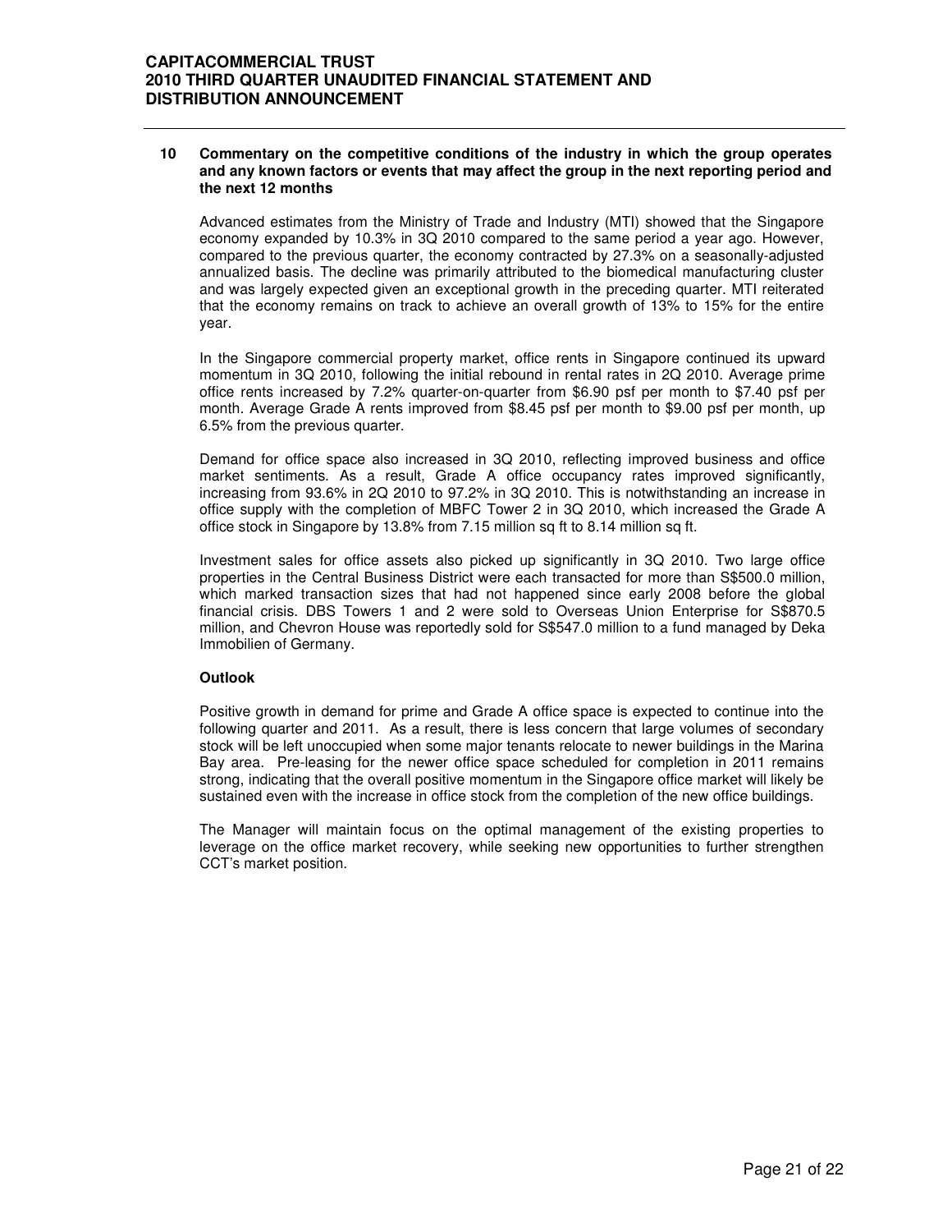## 10 Commentary on the competitive conditions of the industry in which the group operates and any known factors or events that may affect the group in the next reporting period and the next 12 months

Advanced estimates from the Ministry of Trade and Industry (MTI) showed that the Singapore economy expanded by 10.3% in 3Q 2010 compared to the same period a year ago. However, compared to the previous quarter, the economy contracted by 27.3% on a seasonally-adjusted annualized basis. The decline was primarily attributed to the biomedical manufacturing cluster and was largely expected given an exceptional growth in the preceding quarter. MTI reiterated that the economy remains on track to achieve an overall growth of 13% to 15% for the entire year.

In the Singapore commercial property market, office rents in Singapore continued its upward momentum in 3Q 2010, following the initial rebound in rental rates in 2Q 2010. Average prime office rents increased by 7.2% quarter-on-quarter from $6.90 psf per month to $7.40 psf per month. Average Grade A rents improved from $8.45 psf per month to $9.00 psf per month, up 6.5% from the previous quarter.

Demand for office space also increased in 3Q 2010, reflecting improved business and office market sentiments. As a result, Grade A office occupancy rates improved significantly, increasing from 93.6% in 2Q 2010 to 97.2% in 3Q 2010. This is notwithstanding an increase in office supply with the completion of MBFC Tower 2 in 3Q 2010, which increased the Grade A office stock in Singapore by 13.8% from 7.15 million sq ft to 8.14 million sq ft.

Investment sales for office assets also picked up significantly in 3Q 2010. Two large office properties in the Central Business District were each transacted for more than S$500.0 million, which marked transaction sizes that had not happened since early 2008 before the global financial crisis. DBS Towers 1 and 2 were sold to Overseas Union Enterprise for S$870.5 million, and Chevron House was reportedly sold for S$547.0 million to a fund managed by Deka Immobilien of Germany.

### Outlook

Positive growth in demand for prime and Grade A office space is expected to continue into the following quarter and 2011. As a result, there is less concern that large volumes of secondary stock will be left unoccupied when some major tenants relocate to newer buildings in the Marina Bay area. Pre-leasing for the newer office space scheduled for completion in 2011 remains strong, indicating that the overall positive momentum in the Singapore office market will likely be sustained even with the increase in office stock from the completion of the new office buildings.

The Manager will maintain focus on the optimal management of the existing properties to leverage on the office market recovery, while seeking new opportunities to further strengthen CCT's market position.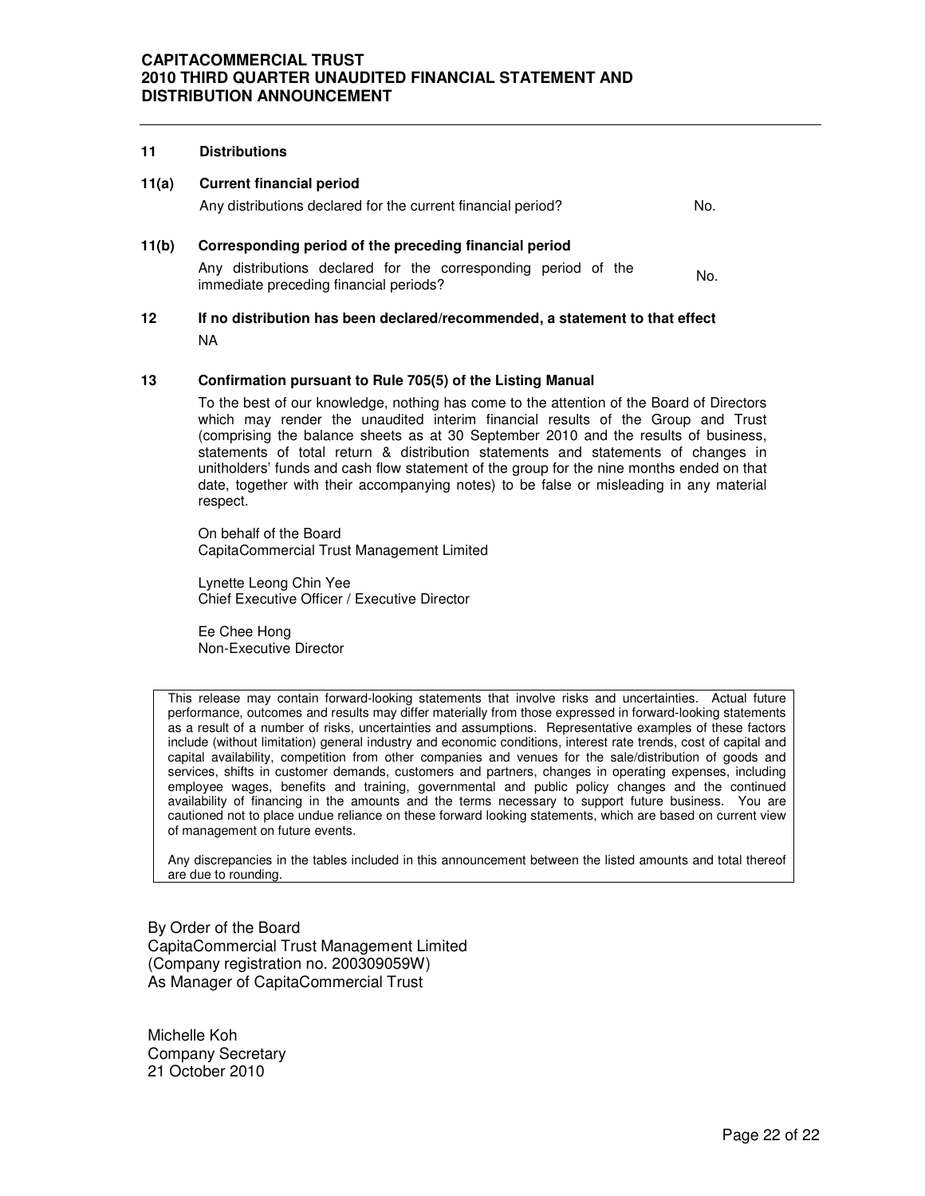## 11 Distributions

### 11(a) Current financial period

Any distributions declared for the current financial period? No.

### 11(b) Corresponding period of the preceding financial period

Any distributions declared for the corresponding period of the immediate preceding financial periods? No.

## 12 If no distribution has been declared/recommended, a statement to that effect

NA

## 13 Confirmation pursuant to Rule 705(5) of the Listing Manual

To the best of our knowledge, nothing has come to the attention of the Board of Directors which may render the unaudited interim financial results of the Group and Trust (comprising the balance sheets as at 30 September 2010 and the results of business, statements of total return & distribution statements and statements of changes in unitholders' funds and cash flow statement of the group for the nine months ended on that date, together with their accompanying notes) to be false or misleading in any material respect.

On behalf of the Board
CapitaCommercial Trust Management Limited

Lynette Leong Chin Yee
Chief Executive Officer / Executive Director

Ee Chee Hong
Non-Executive Director

This release may contain forward-looking statements that involve risks and uncertainties. Actual future performance, outcomes and results may differ materially from those expressed in forward-looking statements as a result of a number of risks, uncertainties and assumptions. Representative examples of these factors include (without limitation) general industry and economic conditions, interest rate trends, cost of capital and capital availability, competition from other companies and venues for the sale/distribution of goods and services, shifts in customer demands, customers and partners, changes in operating expenses, including employee wages, benefits and training, governmental and public policy changes and the continued availability of financing in the amounts and the terms necessary to support future business. You are cautioned not to place undue reliance on these forward looking statements, which are based on current view of management on future events.

Any discrepancies in the tables included in this announcement between the listed amounts and total thereof are due to rounding.

By Order of the Board
CapitaCommercial Trust Management Limited
(Company registration no. 200309059W)
As Manager of CapitaCommercial Trust

Michelle Koh
Company Secretary
21 October 2010